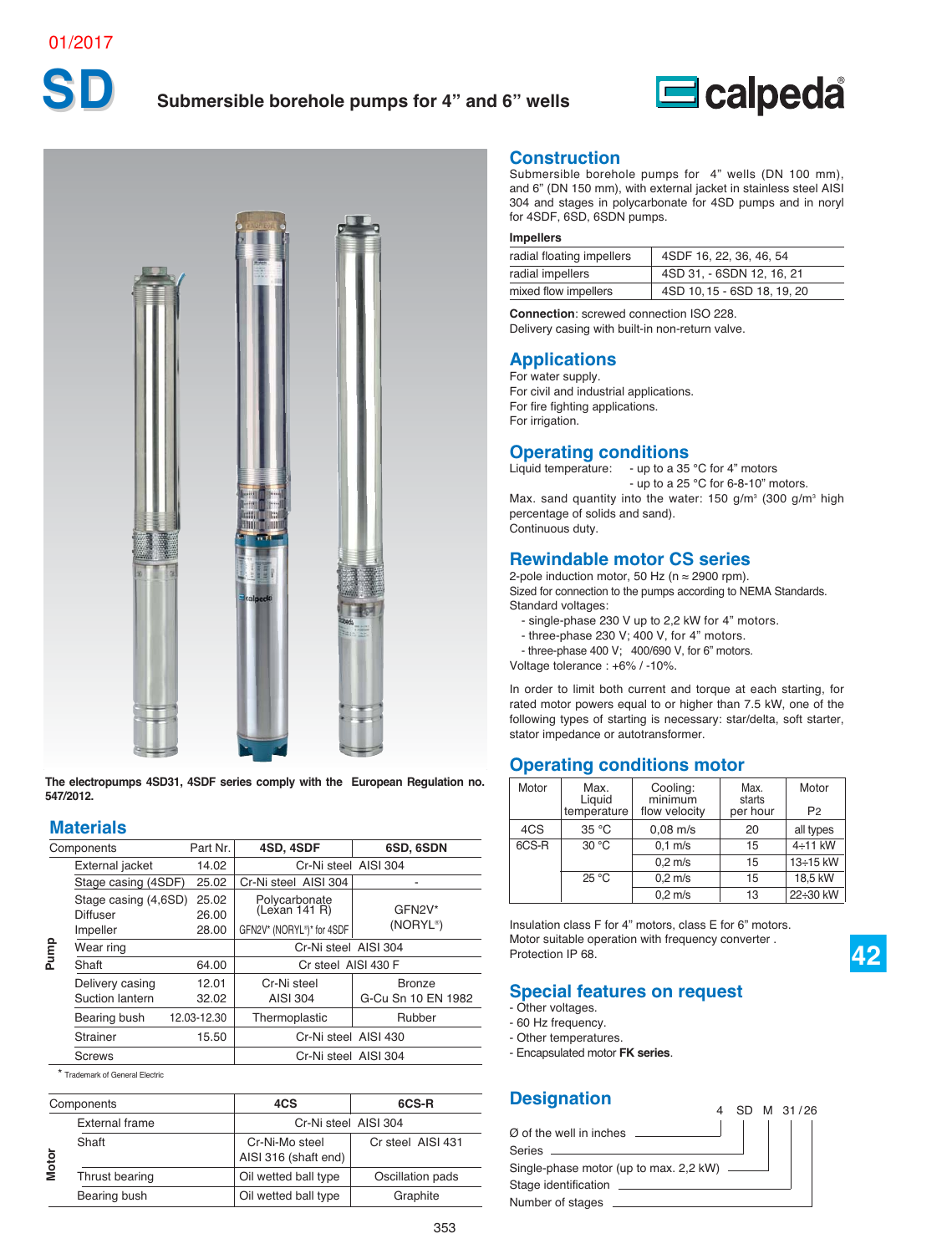01/2017

# SD

## Submersible borehole pumps for 4" and 6" wells

calpeda

**The electropumps 4SD31, 4SDF series comply with the European Regulation no. 547/2012.**

## Materials

| | Components | Part Nr. | 4SD, 4SDF | 6SD, 6SDN |
|---|---|---|---|---|
| Pump | External jacket | 14.02 | Cr-Ni steel AISI 304 | |
| | Stage casing (4SDF) | 25.02 | Cr-Ni steel AISI 304 | - |
| | Stage casing (4,6SD) | 25.02 | Polycarbonate (Lexan 141 R) | GFN2V* (NORYL®) |
| | Diffuser | 26.00 | | |
| | Impeller | 28.00 | GFN2V* (NORYL®)* for 4SDF | |
| | Wear ring | | Cr-Ni steel AISI 304 | |
| | Shaft | 64.00 | Cr steel AISI 430 F | |
| | Delivery casing | 12.01 | Cr-Ni steel AISI 304 | Bronze G-Cu Sn 10 EN 1982 |
| | Suction lantern | 32.02 | | |
| | Bearing bush | 12.03-12.30 | Thermoplastic | Rubber |
| | Strainer | 15.50 | Cr-Ni steel AISI 430 | |
| | Screws | | Cr-Ni steel AISI 304 | |

* Trademark of General Electric

| | Components | 4CS | 6CS-R |
|---|---|---|---|
| Motor | External frame | Cr-Ni steel AISI 304 | |
| | Shaft | Cr-Ni-Mo steel AISI 316 (shaft end) | Cr steel AISI 431 |
| | Thrust bearing | Oil wetted ball type | Oscillation pads |
| | Bearing bush | Oil wetted ball type | Graphite |

## Construction

Submersible borehole pumps for 4" wells (DN 100 mm), and 6" (DN 150 mm), with external jacket in stainless steel AISI 304 and stages in polycarbonate for 4SD pumps and in noryl for 4SDF, 6SD, 6SDN pumps.

**Impellers**

| | |
|---|---|
| radial floating impellers | 4SDF 16, 22, 36, 46, 54 |
| radial impellers | 4SD 31, - 6SDN 12, 16, 21 |
| mixed flow impellers | 4SD 10, 15 - 6SD 18, 19, 20 |

**Connection**: screwed connection ISO 228.
Delivery casing with built-in non-return valve.

## Applications

For water supply.
For civil and industrial applications.
For fire fighting applications.
For irrigation.

## Operating conditions

Liquid temperature: - up to a 35 °C for 4" motors
- up to a 25 °C for 6-8-10" motors.

Max. sand quantity into the water: 150 g/m³ (300 g/m³ high percentage of solids and sand).
Continuous duty.

## Rewindable motor CS series

2-pole induction motor, 50 Hz (n ≈ 2900 rpm).
Sized for connection to the pumps according to NEMA Standards.
Standard voltages:

- single-phase 230 V up to 2,2 kW for 4" motors.
- three-phase 230 V; 400 V, for 4" motors.
- three-phase 400 V; 400/690 V, for 6" motors.

Voltage tolerance : +6% / -10%.

In order to limit both current and torque at each starting, for rated motor powers equal to or higher than 7.5 kW, one of the following types of starting is necessary: star/delta, soft starter, stator impedance or autotransformer.

## Operating conditions motor

| Motor | Max. Liquid temperature | Cooling: minimum flow velocity | Max. starts per hour | Motor P2 |
|---|---|---|---|---|
| 4CS | 35 °C | 0,08 m/s | 20 | all types |
| 6CS-R | 30 °C | 0,1 m/s | 15 | 4÷11 kW |
| | | 0,2 m/s | 15 | 13÷15 kW |
| | 25 °C | 0,2 m/s | 15 | 18,5 kW |
| | | 0,2 m/s | 13 | 22÷30 kW |

Insulation class F for 4" motors, class E for 6" motors.
Motor suitable operation with frequency converter .
Protection IP 68.

## Special features on request

- Other voltages.
- 60 Hz frequency.
- Other temperatures.
- Encapsulated motor **FK series**.

## Designation

4 SD M 31/26

- Ø of the well in inches
- Series
- Single-phase motor (up to max. 2,2 kW)
- Stage identification
- Number of stages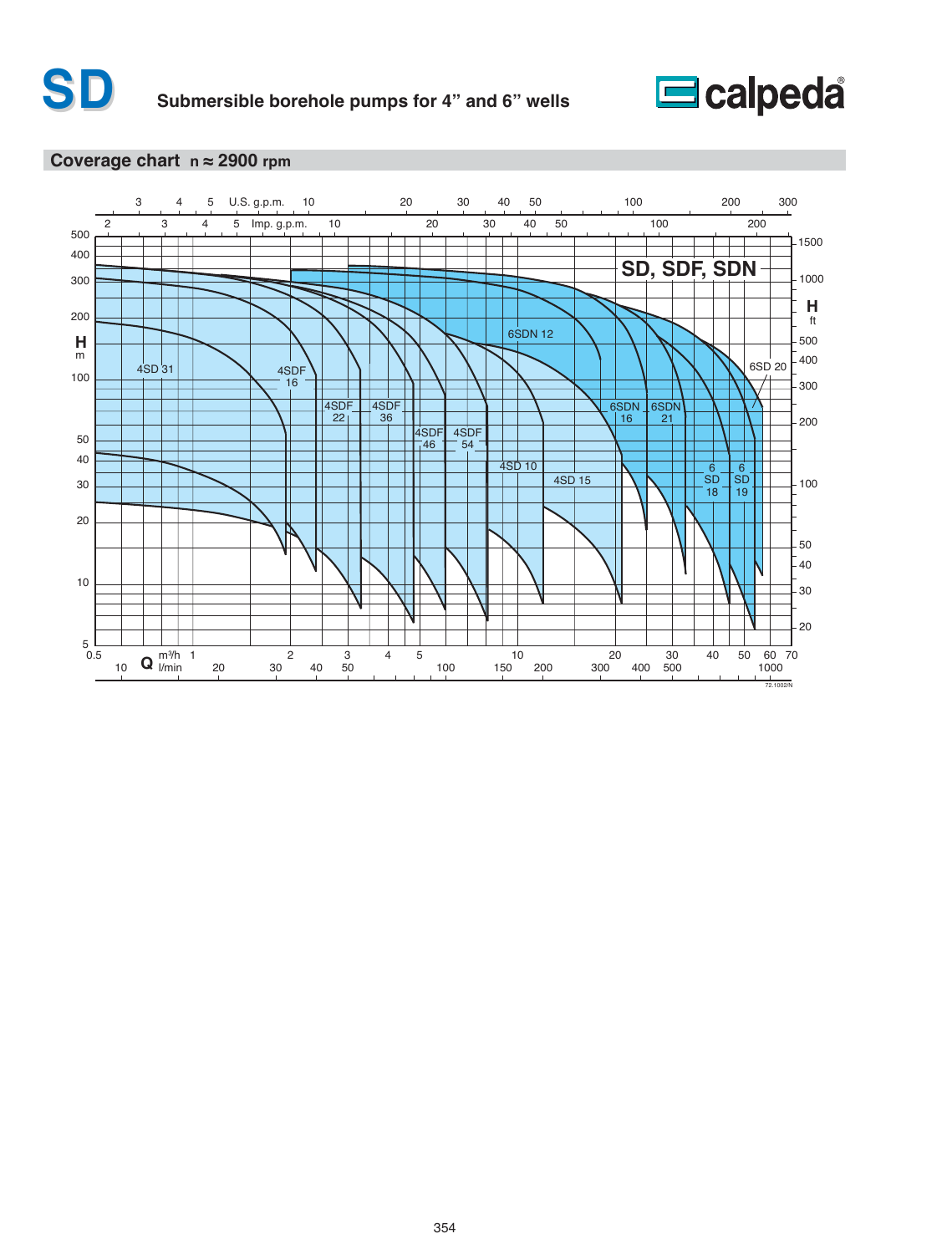# SD

## Submersible borehole pumps for 4" and 6" wells

calpeda

### Coverage chart n ≈ 2900 rpm

SD, SDF, SDN

H m: 5, 10, 20, 30, 40, 50, 100, 200, 300, 400, 500

H ft: 20, 30, 40, 50, 100, 200, 300, 400, 500, 1000, 1500

U.S. g.p.m.: 3, 4, 5, 10, 20, 30, 40, 50, 100, 200, 300

Imp. g.p.m.: 2, 3, 4, 5, 10, 20, 30, 40, 50, 100, 200

Q m³/h: 0.5, 1, 2, 3, 4, 5, 10, 20, 30, 40, 50, 60, 70

Q l/min: 10, 20, 30, 40, 50, 100, 150, 200, 300, 400, 500, 1000

4SD 31, 4SDF 16, 4SDF 22, 4SDF 36, 4SDF 46, 4SDF 54, 4SD 10, 4SD 15, 6SDN 12, 6SDN 16, 6SDN 21, 6 SD 18, 6 SD 19, 6SD 20

72.1002/N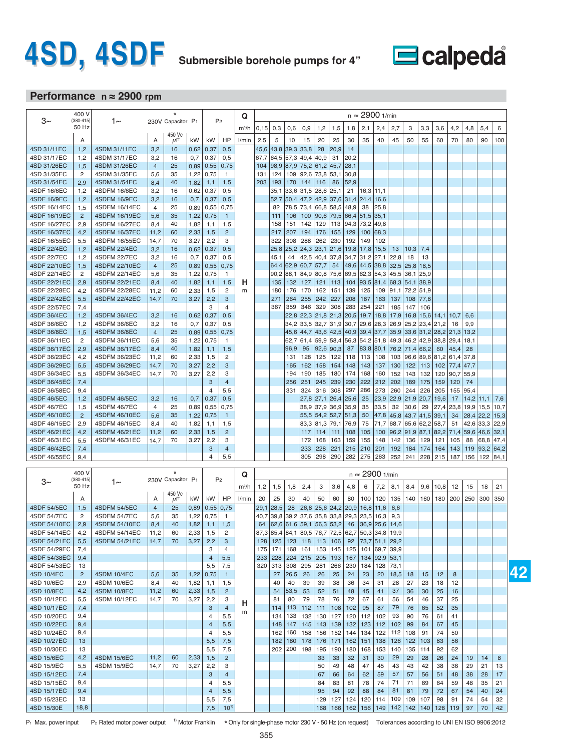# 4SD, 4SDF Submersible borehole pumps for 4"

calpeda

## Performance n ≈ 2900 rpm

| 3~ | 400 V (380-415) 50 Hz | 1~ | 230V | * Capacitor | P1 | P2 | | Q m³/h | 0,15 | 0,3 | 0,6 | 0,9 | 1,2 | 1,5 | 1,8 | 2,1 | 2,4 | 2,7 | 3 | 3,3 | 3,6 | 4,2 | 4,8 | 5,4 | 6 |
|---|---|---|---|---|---|---|---|---|---|---|---|---|---|---|---|---|---|---|---|---|---|---|---|---|---|
| | A | | A | 450 Vc µF | kW | kW | HP | l/min | 2,5 | 5 | 10 | 15 | 20 | 25 | 30 | 35 | 40 | 45 | 50 | 55 | 60 | 70 | 80 | 90 | 100 |
| 4SD 31/11EC | 1,2 | 4SDM 31/11EC | 3,2 | 16 | 0,62 | 0,37 | 0,5 | | 45,6 | 43,8 | 39,3 | 33,8 | 28 | 20,9 | 14 | | | | | | | | | | |
| 4SD 31/17EC | 1,2 | 4SDM 31/17EC | 3,2 | 16 | 0,7 | 0,37 | 0,5 | | 67,7 | 64,5 | 57,3 | 49,4 | 40,9 | 31 | 20,2 | | | | | | | | | | |
| 4SD 31/26EC | 1,5 | 4SDM 31/26EC | 4 | 25 | 0,89 | 0,55 | 0,75 | | 104 | 98,9 | 87,9 | 75,2 | 61,2 | 45,7 | 28,1 | | | | | | | | | | |
| 4SD 31/35EC | 2 | 4SDM 31/35EC | 5,6 | 35 | 1,22 | 0,75 | 1 | | 131 | 124 | 109 | 92,6 | 73,8 | 53,1 | 30,8 | | | | | | | | | | |
| 4SD 31/54EC | 2,9 | 4SDM 31/54EC | 8,4 | 40 | 1,82 | 1,1 | 1,5 | | 203 | 193 | 170 | 144 | 116 | 86 | 52,9 | | | | | | | | | | |
| 4SDF 16/6EC | 1,2 | 4SDFM 16/6EC | 3,2 | 16 | 0,62 | 0,37 | 0,5 | | | 35,1 | 33,6 | 31,5 | 28,6 | 25,1 | 21 | 16,3 | 11,1 | | | | | | | | |
| 4SDF 16/9EC | 1,2 | 4SDFM 16/9EC | 3,2 | 16 | 0,7 | 0,37 | 0,5 | | | 52,7 | 50,4 | 47,2 | 42,9 | 37,6 | 31,4 | 24,4 | 16,6 | | | | | | | | |
| 4SDF 16/14EC | 1,5 | 4SDFM 16/14EC | 4 | 25 | 0,89 | 0,55 | 0,75 | | | 82 | 78,5 | 73,4 | 66,8 | 58,5 | 48,9 | 38 | 25,8 | | | | | | | | |
| 4SDF 16/19EC | 2 | 4SDFM 16/19EC | 5,6 | 35 | 1,22 | 0,75 | 1 | | | 111 | 106 | 100 | 90,6 | 79,5 | 66,4 | 51,5 | 35,1 | | | | | | | | |
| 4SDF 16/27EC | 2,9 | 4SDFM 16/27EC | 8,4 | 40 | 1,82 | 1,1 | 1,5 | | | 158 | 151 | 142 | 129 | 113 | 94,3 | 73,2 | 49,8 | | | | | | | | |
| 4SDF 16/37EC | 4,2 | 4SDFM 16/37EC | 11,2 | 60 | 2,33 | 1,5 | 2 | | | 217 | 207 | 194 | 176 | 155 | 129 | 100 | 68,3 | | | | | | | | |
| 4SDF 16/55EC | 5,5 | 4SDFM 16/55EC | 14,7 | 70 | 3,27 | 2,2 | 3 | | | 322 | 308 | 288 | 262 | 230 | 192 | 149 | 102 | | | | | | | | |
| 4SDF 22/4EC | 1,2 | 4SDFM 22/4EC | 3,2 | 16 | 0,62 | 0,37 | 0,5 | | | 25,8 | 25,2 | 24,3 | 23,1 | 21,6 | 19,8 | 17,8 | 15,5 | 13 | 10,3 | 7,4 | | | | | |
| 4SDF 22/7EC | 1,2 | 4SDFM 22/7EC | 3,2 | 16 | 0,7 | 0,37 | 0,5 | | | 45,1 | 44 | 42,5 | 40,4 | 37,8 | 34,7 | 31,2 | 27,1 | 22,8 | 18 | 13 | | | | | |
| 4SDF 22/10EC | 1,5 | 4SDFM 22/10EC | 4 | 25 | 0,89 | 0,55 | 0,75 | | | 64,4 | 62,9 | 60,7 | 57,7 | 54 | 49,6 | 44,5 | 38,8 | 32,5 | 25,8 | 18,5 | | | | | |
| 4SDF 22/14EC | 2 | 4SDFM 22/14EC | 5,6 | 35 | 1,22 | 0,75 | 1 | | | 90,2 | 88,1 | 84,9 | 80,8 | 75,6 | 69,5 | 62,3 | 54,3 | 45,5 | 36,1 | 25,9 | | | | | |
| 4SDF 22/21EC | 2,9 | 4SDFM 22/21EC | 8,4 | 40 | 1,82 | 1,1 | 1,5 | H | | 135 | 132 | 127 | 121 | 113 | 104 | 93,5 | 81,4 | 68,3 | 54,1 | 38,9 | | | | | |
| 4SDF 22/28EC | 4,2 | 4SDFM 22/28EC | 11,2 | 60 | 2,33 | 1,5 | 2 | m | | 180 | 176 | 170 | 162 | 151 | 139 | 125 | 109 | 91,1 | 72,2 | 51,9 | | | | | |
| 4SDF 22/42EC | 5,5 | 4SDFM 22/42EC | 14,7 | 70 | 3,27 | 2,2 | 3 | | | 271 | 264 | 255 | 242 | 227 | 208 | 187 | 163 | 137 | 108 | 77,8 | | | | | |
| 4SDF 22/57EC | 7,4 | | | | | 3 | 4 | | | 367 | 359 | 346 | 329 | 308 | 283 | 254 | 221 | 185 | 147 | 106 | | | | | |
| 4SDF 36/4EC | 1,2 | 4SDFM 36/4EC | 3,2 | 16 | 0,62 | 0,37 | 0,5 | | | | 22,8 | 22,3 | 21,8 | 21,3 | 20,5 | 19,7 | 18,8 | 17,9 | 16,8 | 15,6 | 14,1 | 10,7 | 6,6 | | |
| 4SDF 36/6EC | 1,2 | 4SDFM 36/6EC | 3,2 | 16 | 0,7 | 0,37 | 0,5 | | | | 34,2 | 33,5 | 32,7 | 31,9 | 30,7 | 29,6 | 28,3 | 26,9 | 25,2 | 23,4 | 21,2 | 16 | 9,9 | | |
| 4SDF 36/8EC | 1,5 | 4SDFM 36/8EC | 4 | 25 | 0,89 | 0,55 | 0,75 | | | | 45,6 | 44,7 | 43,6 | 42,5 | 40,9 | 39,4 | 37,7 | 35,9 | 33,6 | 31,2 | 28,2 | 21,3 | 13,2 | | |
| 4SDF 36/11EC | 2 | 4SDFM 36/11EC | 5,6 | 35 | 1,22 | 0,75 | 1 | | | | 62,7 | 61,4 | 59,9 | 58,4 | 56,3 | 54,2 | 51,8 | 49,3 | 46,2 | 42,9 | 38,8 | 29,4 | 18,1 | | |
| 4SDF 36/17EC | 2,9 | 4SDFM 36/17EC | 8,4 | 40 | 1,82 | 1,1 | 1,5 | | | | 96,9 | 95 | 92,6 | 90,3 | 87 | 83,8 | 80,1 | 76,2 | 71,4 | 66,2 | 60 | 45,4 | 28 | | |
| 4SDF 36/23EC | 4,2 | 4SDFM 36/23EC | 11,2 | 60 | 2,33 | 1,5 | 2 | | | | 131 | 128 | 125 | 122 | 118 | 113 | 108 | 103 | 96,6 | 89,6 | 81,2 | 61,4 | 37,8 | | |
| 4SDF 36/29EC | 5,5 | 4SDFM 36/29EC | 14,7 | 70 | 3,27 | 2,2 | 3 | | | | 165 | 162 | 158 | 154 | 148 | 143 | 137 | 130 | 122 | 113 | 102 | 77,4 | 47,7 | | |
| 4SDF 36/34EC | 5,5 | 4SDFM 36/34EC | 14,7 | 70 | 3,27 | 2,2 | 3 | | | | 194 | 190 | 185 | 180 | 174 | 168 | 160 | 152 | 143 | 132 | 120 | 90,7 | 55,9 | | |
| 4SDF 36/45EC | 7,4 | | | | | 3 | 4 | | | | 256 | 251 | 245 | 239 | 230 | 222 | 212 | 202 | 189 | 175 | 159 | 120 | 74 | | |
| 4SDF 36/58EC | 9,4 | | | | | 4 | 5,5 | | | | 331 | 324 | 316 | 308 | 297 | 286 | 273 | 260 | 244 | 226 | 205 | 155 | 95,4 | | |
| 4SDF 46/5EC | 1,2 | 4SDFM 46/5EC | 3,2 | 16 | 0,7 | 0,37 | 0,5 | | | | | 27,8 | 27,1 | 26,4 | 25,6 | 25 | 23,9 | 22,9 | 21,9 | 20,7 | 19,6 | 17 | 14,2 | 11,1 | 7,6 |
| 4SDF 46/7EC | 1,5 | 4SDFM 46/7EC | 4 | 25 | 0,89 | 0,55 | 0,75 | | | | | 38,9 | 37,9 | 36,9 | 35,9 | 35 | 33,5 | 32 | 30,6 | 29 | 27,4 | 23,8 | 19,9 | 15,5 | 10,7 |
| 4SDF 46/10EC | 2 | 4SDFM 46/10EC | 5,6 | 35 | 1,22 | 0,75 | 1 | | | | | 55,5 | 54,2 | 52,7 | 51,3 | 50 | 47,8 | 45,8 | 43,7 | 41,5 | 39,1 | 34 | 28,4 | 22,2 | 15,3 |
| 4SDF 46/15EC | 2,9 | 4SDFM 46/15EC | 8,4 | 40 | 1,82 | 1,1 | 1,5 | | | | | 83,3 | 81,3 | 79,1 | 76,9 | 75 | 71,7 | 68,7 | 65,6 | 62,2 | 58,7 | 51 | 42,6 | 33,3 | 22,9 |
| 4SDF 46/21EC | 4,2 | 4SDFM 46/21EC | 11,2 | 60 | 2,33 | 1,5 | 2 | | | | | 117 | 114 | 111 | 108 | 105 | 100 | 96,2 | 91,9 | 87,1 | 82,2 | 71,4 | 59,6 | 46,6 | 32,1 |
| 4SDF 46/31EC | 5,5 | 4SDFM 46/31EC | 14,7 | 70 | 3,27 | 2,2 | 3 | | | | | 172 | 168 | 163 | 159 | 155 | 148 | 142 | 136 | 129 | 121 | 105 | 88 | 68,8 | 47,4 |
| 4SDF 46/42EC | 7,4 | | | | | 3 | 4 | | | | | 233 | 228 | 221 | 215 | 210 | 201 | 192 | 184 | 174 | 164 | 143 | 119 | 93,2 | 64,2 |
| 4SDF 46/55EC | 9,4 | | | | | 4 | 5,5 | | | | | 305 | 298 | 290 | 282 | 275 | 263 | 252 | 241 | 228 | 215 | 187 | 156 | 122 | 84,1 |

| 3~ | 400 V (380-415) 50 Hz | 1~ | 230V | * Capacitor | P1 | P2 | | Q m³/h | 1,2 | 1,5 | 1,8 | 2,4 | 3 | 3,6 | 4,8 | 6 | 7,2 | 8,1 | 8,4 | 9,6 | 10,8 | 12 | 15 | 18 | 21 |
|---|---|---|---|---|---|---|---|---|---|---|---|---|---|---|---|---|---|---|---|---|---|---|---|---|---|
| | A | | A | 450 Vc µF | kW | kW | HP | l/min | 20 | 25 | 30 | 40 | 50 | 60 | 80 | 100 | 120 | 135 | 140 | 160 | 180 | 200 | 250 | 300 | 350 |
| 4SDF 54/5EC | 1,5 | 4SDFM 54/5EC | 4 | 25 | 0,89 | 0,55 | 0,75 | | 29,1 | 28,5 | 28 | 26,8 | 25,6 | 24,2 | 20,9 | 16,8 | 11,6 | 6,6 | | | | | | | |
| 4SDF 54/7EC | 2 | 4SDFM 54/7EC | 5,6 | 35 | 1,22 | 0,75 | 1 | | 40,7 | 39,8 | 39,2 | 37,6 | 35,8 | 33,8 | 29,3 | 23,5 | 16,3 | 9,3 | | | | | | | |
| 4SDF 54/10EC | 2,9 | 4SDFM 54/10EC | 8,4 | 40 | 1,82 | 1,1 | 1,5 | | 64 | 62,6 | 61,6 | 59,1 | 56,3 | 53,2 | 46 | 36,9 | 25,6 | 14,6 | | | | | | | |
| 4SDF 54/14EC | 4,2 | 4SDFM 54/14EC | 11,2 | 60 | 2,33 | 1,5 | 2 | | 87,3 | 85,4 | 84,1 | 80,5 | 76,7 | 72,5 | 62,7 | 50,3 | 34,8 | 19,9 | | | | | | | |
| 4SDF 54/21EC | 5,5 | 4SDFM 54/21EC | 14,7 | 70 | 3,27 | 2,2 | 3 | | 128 | 125 | 123 | 118 | 113 | 106 | 92 | 73,7 | 51,1 | 29,2 | | | | | | | |
| 4SDF 54/29EC | 7,4 | | | | | 3 | 4 | | 175 | 171 | 168 | 161 | 153 | 145 | 125 | 101 | 69,7 | 39,9 | | | | | | | |
| 4SDF 54/38EC | 9,4 | | | | | 4 | 5,5 | | 233 | 228 | 224 | 215 | 205 | 193 | 167 | 134 | 92,9 | 53,1 | | | | | | | |
| 4SDF 54/53EC | 13 | | | | | 5,5 | 7,5 | | 320 | 313 | 308 | 295 | 281 | 266 | 230 | 184 | 128 | 73,1 | | | | | | | |
| 4SD 10/4EC | 2 | 4SDM 10/4EC | 5,6 | 35 | 1,22 | 0,75 | 1 | | | 27 | 26,5 | 26 | 26 | 25 | 24 | 23 | 20 | 18,5 | 18 | 15 | 12 | 8 | | | |
| 4SD 10/6EC | 2,9 | 4SDM 10/6EC | 8,4 | 40 | 1,82 | 1,1 | 1,5 | | | 40 | 40 | 39 | 39 | 38 | 36 | 34 | 31 | 28 | 27 | 23 | 18 | 12 | | | |
| 4SD 10/8EC | 4,2 | 4SDM 10/8EC | 11,2 | 60 | 2,33 | 1,5 | 2 | | | 54 | 53,5 | 53 | 52 | 51 | 48 | 45 | 41 | 37 | 36 | 30 | 25 | 16 | | | |
| 4SD 10/12EC | 5,5 | 4SDM 10/12EC | 14,7 | 70 | 3,27 | 2,2 | 3 | H | | 81 | 80 | 79 | 78 | 76 | 72 | 67 | 61 | 56 | 54 | 46 | 37 | 25 | | | |
| 4SD 10/17EC | 7,4 | | | | | 3 | 4 | m | | 114 | 113 | 112 | 111 | 108 | 102 | 95 | 87 | 79 | 76 | 65 | 52 | 35 | | | |
| 4SD 10/20EC | 9,4 | | | | | 4 | 5,5 | | | 134 | 133 | 132 | 130 | 127 | 120 | 112 | 102 | 93 | 90 | 76 | 61 | 41 | | | |
| 4SD 10/22EC | 9,4 | | | | | 4 | 5,5 | | | 148 | 147 | 145 | 143 | 139 | 132 | 123 | 112 | 102 | 99 | 84 | 67 | 45 | | | |
| 4SD 10/24EC | 9,4 | | | | | 4 | 5,5 | | | 162 | 160 | 158 | 156 | 152 | 144 | 134 | 122 | 112 | 108 | 91 | 74 | 50 | | | |
| 4SD 10/27EC | 13 | | | | | 5,5 | 7,5 | | | 182 | 180 | 178 | 176 | 171 | 162 | 151 | 138 | 126 | 122 | 103 | 83 | 56 | | | |
| 4SD 10/30EC | 13 | | | | | 5,5 | 7,5 | | | 202 | 200 | 198 | 195 | 190 | 180 | 168 | 153 | 140 | 135 | 114 | 92 | 62 | | | |
| 4SD 15/6EC | 4,2 | 4SDM 15/6EC | 11,2 | 60 | 2,33 | 1,5 | 2 | | | | | | 33 | 33 | 32 | 31 | 30 | 29 | 29 | 28 | 26 | 24 | 19 | 14 | 8 |
| 4SD 15/9EC | 5,5 | 4SDM 15/9EC | 14,7 | 70 | 3,27 | 2,2 | 3 | | | | | | 50 | 49 | 48 | 47 | 45 | 43 | 43 | 42 | 38 | 36 | 29 | 21 | 13 |
| 4SD 15/12EC | 7,4 | | | | | 3 | 4 | | | | | | 67 | 66 | 64 | 62 | 59 | 57 | 57 | 56 | 51 | 48 | 38 | 28 | 17 |
| 4SD 15/15EC | 9,4 | | | | | 4 | 5,5 | | | | | | 84 | 83 | 81 | 78 | 74 | 71 | 71 | 69 | 64 | 59 | 48 | 35 | 21 |
| 4SD 15/17EC | 9,4 | | | | | 4 | 5,5 | | | | | | 95 | 94 | 92 | 88 | 84 | 81 | 81 | 79 | 72 | 67 | 54 | 40 | 24 |
| 4SD 15/23EC | 13 | | | | | 5,5 | 7,5 | | | | | | 129 | 127 | 124 | 120 | 114 | 109 | 109 | 107 | 98 | 91 | 74 | 54 | 32 |
| 4SD 15/30E | 18,8 | | | | | 7,5 | 10[1] | | | | | | 168 | 166 | 162 | 156 | 149 | 142 | 142 | 140 | 128 | 119 | 97 | 70 | 42 |

$P_1$ Max. power input  $P_2$ Rated motor power output  [1] Motor Franklin  * Only for single-phase motor 230 V - 50 Hz (on request)  Tolerances according to UNI EN ISO 9906:2012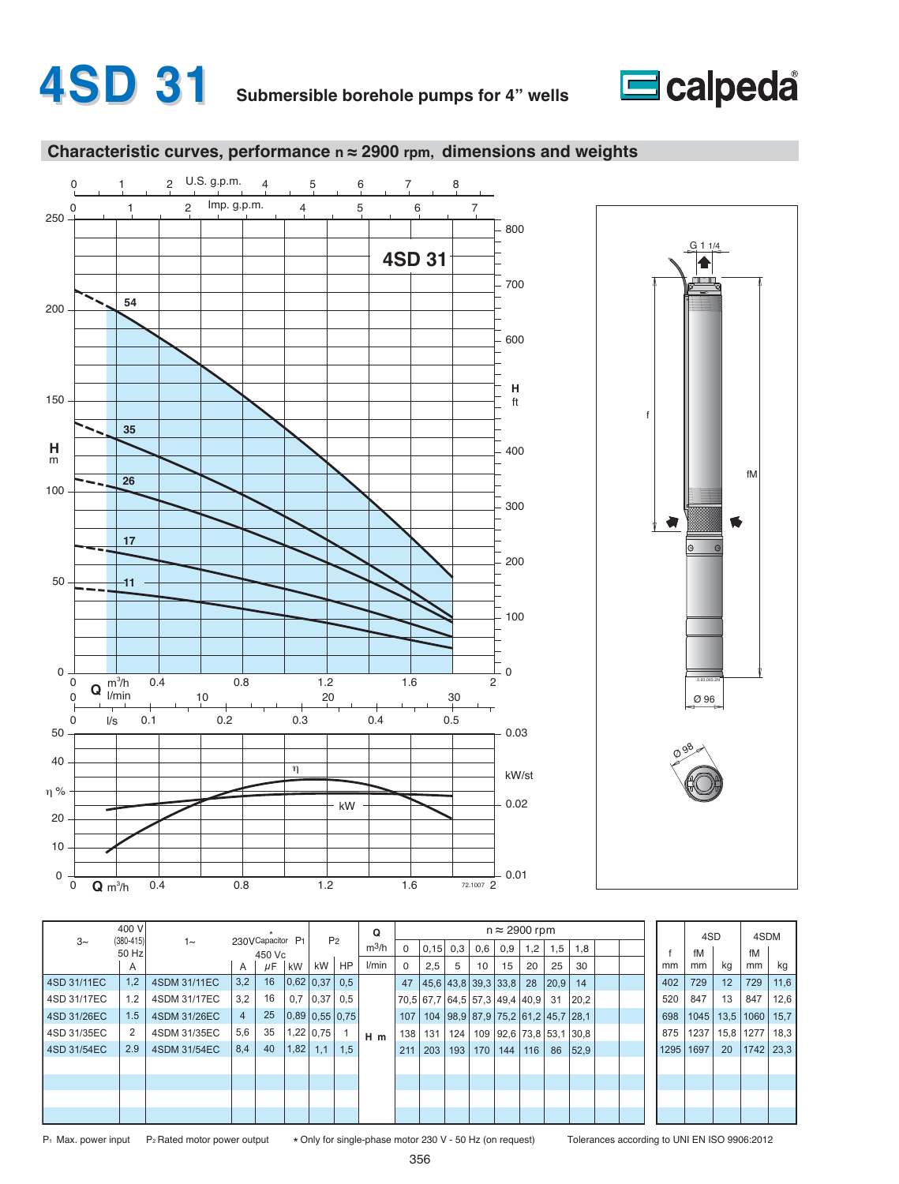# 4SD 31

**Submersible borehole pumps for 4" wells**

calpeda

## Characteristic curves, performance n ≈ 2900 rpm, dimensions and weights

| 3~ | 400 V (380-415) 50 Hz | 1~ | 230V | Capacitor* 450 Vc | $P_1$ | $P_2$ | | Q m³/h | 0 | 0,15 | 0,3 | 0,6 | 0,9 | 1,2 | 1,5 | 1,8 | f | 4SD | | 4SDM | |
|---|---|---|---|---|---|---|---|---|---|---|---|---|---|---|---|---|---|---|---|---|---|
| | A | | A | μF | kW | kW | HP | l/min | 0 | 2,5 | 5 | 10 | 15 | 20 | 25 | 30 | mm | fM mm | kg | fM mm | kg |
| 4SD 31/11EC | 1,2 | 4SDM 31/11EC | 3,2 | 16 | 0,62 | 0,37 | 0,5 | H m | 47 | 45,6 | 43,8 | 39,3 | 33,8 | 28 | 20,9 | 14 | 402 | 729 | 12 | 729 | 11,6 |
| 4SD 31/17EC | 1.2 | 4SDM 31/17EC | 3,2 | 16 | 0,7 | 0,37 | 0,5 | H m | 70,5 | 67,7 | 64,5 | 57,3 | 49,4 | 40,9 | 31 | 20,2 | 520 | 847 | 13 | 847 | 12,6 |
| 4SD 31/26EC | 1.5 | 4SDM 31/26EC | 4 | 25 | 0,89 | 0,55 | 0,75 | H m | 107 | 104 | 98,9 | 87,9 | 75,2 | 61,2 | 45,7 | 28,1 | 698 | 1045 | 13,5 | 1060 | 15,7 |
| 4SD 31/35EC | 2 | 4SDM 31/35EC | 5,6 | 35 | 1,22 | 0,75 | 1 | H m | 138 | 131 | 124 | 109 | 92,6 | 73,8 | 53,1 | 30,8 | 875 | 1237 | 15,8 | 1277 | 18,3 |
| 4SD 31/54EC | 2.9 | 4SDM 31/54EC | 8,4 | 40 | 1,82 | 1,1 | 1,5 | H m | 211 | 203 | 193 | 170 | 144 | 116 | 86 | 52,9 | 1295 | 1697 | 20 | 1742 | 23,3 |

$P_1$ Max. power input  $P_2$ Rated motor power output  * Only for single-phase motor 230 V - 50 Hz (on request)  Tolerances according to UNI EN ISO 9906:2012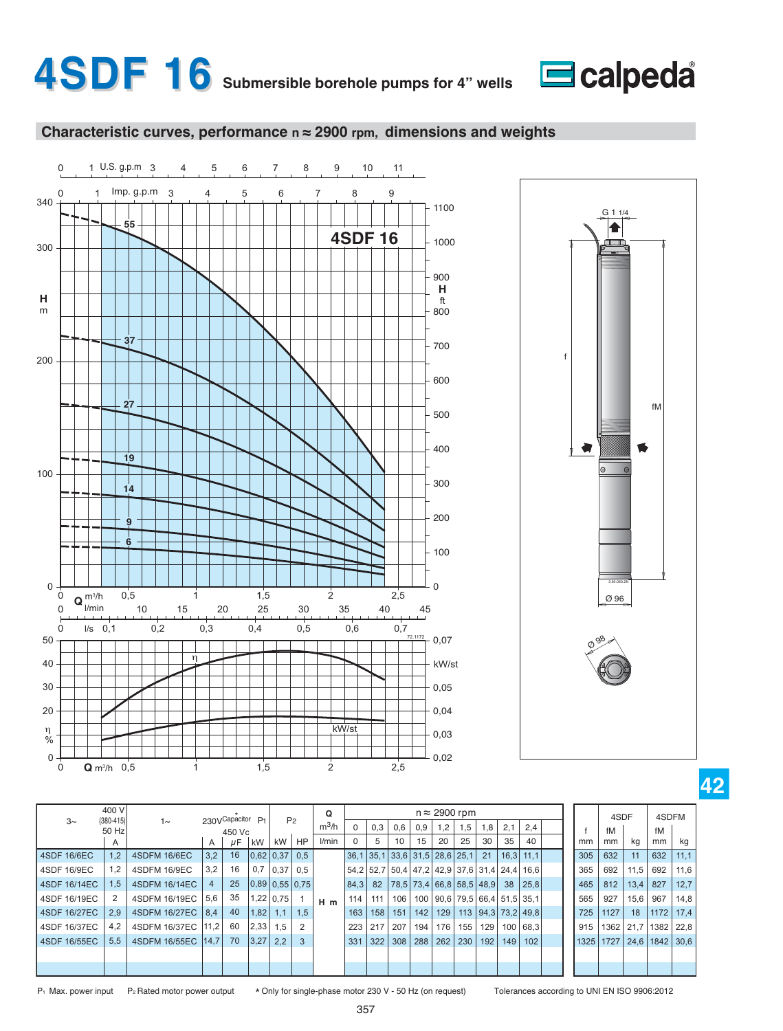# 4SDF 16 Submersible borehole pumps for 4" wells

## Characteristic curves, performance n ≈ 2900 rpm, dimensions and weights

| 3~ | 400 V (380-415) 50 Hz | 1~ | 230V | Capacitor* 450 Vc | P1 | P2 | | Q m³/h | 0 | 0,3 | 0,6 | 0,9 | 1,2 | 1,5 | 1,8 | 2,1 | 2,4 | f | 4SDF fM | 4SDF | 4SDFM fM | 4SDFM |
|---|---|---|---|---|---|---|---|---|---|---|---|---|---|---|---|---|---|---|---|---|---|---|
| | A | | A | μF | kW | kW | HP | l/min | 0 | 5 | 10 | 15 | 20 | 25 | 30 | 35 | 40 | mm | mm | kg | mm | kg |
| 4SDF 16/6EC | 1,2 | 4SDFM 16/6EC | 3,2 | 16 | 0,62 | 0,37 | 0,5 | H m | 36,1 | 35,1 | 33,6 | 31,5 | 28,6 | 25,1 | 21 | 16,3 | 11,1 | 305 | 632 | 11 | 632 | 11,1 |
| 4SDF 16/9EC | 1,2 | 4SDFM 16/9EC | 3,2 | 16 | 0,7 | 0,37 | 0,5 | | 54,2 | 52,7 | 50,4 | 47,2 | 42,9 | 37,6 | 31,4 | 24,4 | 16,6 | 365 | 692 | 11,5 | 692 | 11,6 |
| 4SDF 16/14EC | 1,5 | 4SDFM 16/14EC | 4 | 25 | 0,89 | 0,55 | 0,75 | | 84,3 | 82 | 78,5 | 73,4 | 66,8 | 58,5 | 48,9 | 38 | 25,8 | 465 | 812 | 13,4 | 827 | 12,7 |
| 4SDF 16/19EC | 2 | 4SDFM 16/19EC | 5,6 | 35 | 1,22 | 0,75 | 1 | | 114 | 111 | 106 | 100 | 90,6 | 79,5 | 66,4 | 51,5 | 35,1 | 565 | 927 | 15,6 | 967 | 14,8 |
| 4SDF 16/27EC | 2,9 | 4SDFM 16/27EC | 8,4 | 40 | 1,82 | 1,1 | 1,5 | | 163 | 158 | 151 | 142 | 129 | 113 | 94,3 | 73,2 | 49,8 | 725 | 1127 | 18 | 1172 | 17,4 |
| 4SDF 16/37EC | 4,2 | 4SDFM 16/37EC | 11,2 | 60 | 2,33 | 1,5 | 2 | | 223 | 217 | 207 | 194 | 176 | 155 | 129 | 100 | 68,3 | 915 | 1362 | 21,7 | 1382 | 22,8 |
| 4SDF 16/55EC | 5,5 | 4SDFM 16/55EC | 14,7 | 70 | 3,27 | 2,2 | 3 | | 331 | 322 | 308 | 288 | 262 | 230 | 192 | 149 | 102 | 1325 | 1727 | 24,6 | 1842 | 30,6 |

$P_1$ Max. power input  $P_2$ Rated motor power output  * Only for single-phase motor 230 V - 50 Hz (on request)  Tolerances according to UNI EN ISO 9906:2012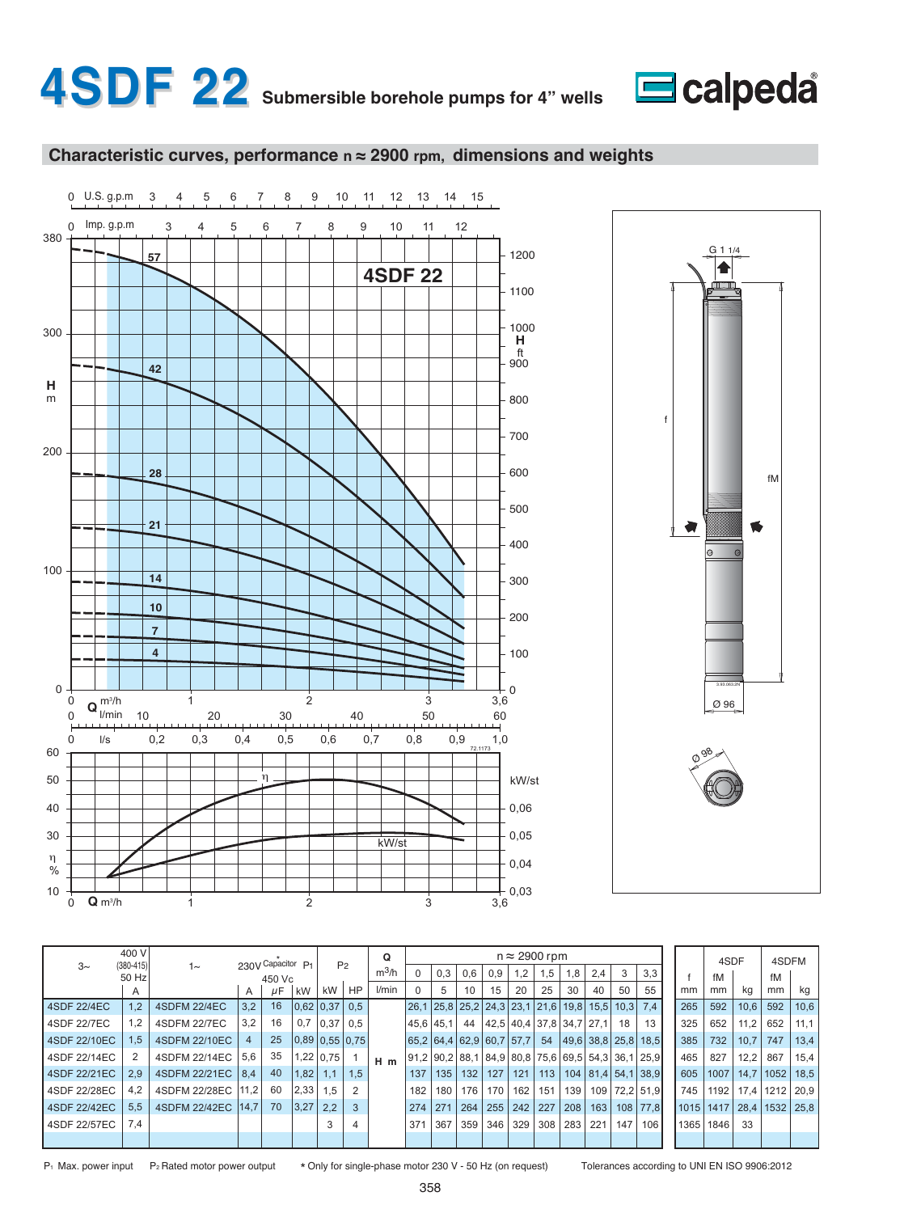# 4SDF 22 Submersible borehole pumps for 4" wells

## Characteristic curves, performance n ≈ 2900 rpm, dimensions and weights

| 3~ | 400 V (380-415) 50 Hz | 1~ | 230V | Capacitor* 450 Vc | $P_1$ | $P_2$ | | Q m³/h | 0 | 0,3 | 0,6 | 0,9 | 1,2 | 1,5 | 1,8 | 2,4 | 3 | 3,3 | f | 4SDF fM | 4SDF | 4SDFM fM | 4SDFM |
|---|---|---|---|---|---|---|---|---|---|---|---|---|---|---|---|---|---|---|---|---|---|---|---|
| | A | | A | µF | kW | kW | HP | l/min | 0 | 5 | 10 | 15 | 20 | 25 | 30 | 40 | 50 | 55 | mm | mm | kg | mm | kg |
| 4SDF 22/4EC | 1,2 | 4SDFM 22/4EC | 3,2 | 16 | 0,62 | 0,37 | 0,5 | H m | 26,1 | 25,8 | 25,2 | 24,3 | 23,1 | 21,6 | 19,8 | 15,5 | 10,3 | 7,4 | 265 | 592 | 10,6 | 592 | 10,6 |
| 4SDF 22/7EC | 1,2 | 4SDFM 22/7EC | 3,2 | 16 | 0,7 | 0,37 | 0,5 | H m | 45,6 | 45,1 | 44 | 42,5 | 40,4 | 37,8 | 34,7 | 27,1 | 18 | 13 | 325 | 652 | 11,2 | 652 | 11,1 |
| 4SDF 22/10EC | 1,5 | 4SDFM 22/10EC | 4 | 25 | 0,89 | 0,55 | 0,75 | H m | 65,2 | 64,4 | 62,9 | 60,7 | 57,7 | 54 | 49,6 | 38,8 | 25,8 | 18,5 | 385 | 732 | 10,7 | 747 | 13,4 |
| 4SDF 22/14EC | 2 | 4SDFM 22/14EC | 5,6 | 35 | 1,22 | 0,75 | 1 | H m | 91,2 | 90,2 | 88,1 | 84,9 | 80,8 | 75,6 | 69,5 | 54,3 | 36,1 | 25,9 | 465 | 827 | 12,2 | 867 | 15,4 |
| 4SDF 22/21EC | 2,9 | 4SDFM 22/21EC | 8,4 | 40 | 1,82 | 1,1 | 1,5 | H m | 137 | 135 | 132 | 127 | 121 | 113 | 104 | 81,4 | 54,1 | 38,9 | 605 | 1007 | 14,7 | 1052 | 18,5 |
| 4SDF 22/28EC | 4,2 | 4SDFM 22/28EC | 11,2 | 60 | 2,33 | 1,5 | 2 | H m | 182 | 180 | 176 | 170 | 162 | 151 | 139 | 109 | 72,2 | 51,9 | 745 | 1192 | 17,4 | 1212 | 20,9 |
| 4SDF 22/42EC | 5,5 | 4SDFM 22/42EC | 14,7 | 70 | 3,27 | 2,2 | 3 | H m | 274 | 271 | 264 | 255 | 242 | 227 | 208 | 163 | 108 | 77,8 | 1015 | 1417 | 28,4 | 1532 | 25,8 |
| 4SDF 22/57EC | 7,4 | | | | | 3 | 4 | H m | 371 | 367 | 359 | 346 | 329 | 308 | 283 | 221 | 147 | 106 | 1365 | 1846 | 33 | | |

$P_1$ Max. power input  $P_2$ Rated motor power output  * Only for single-phase motor 230 V - 50 Hz (on request)  Tolerances according to UNI EN ISO 9906:2012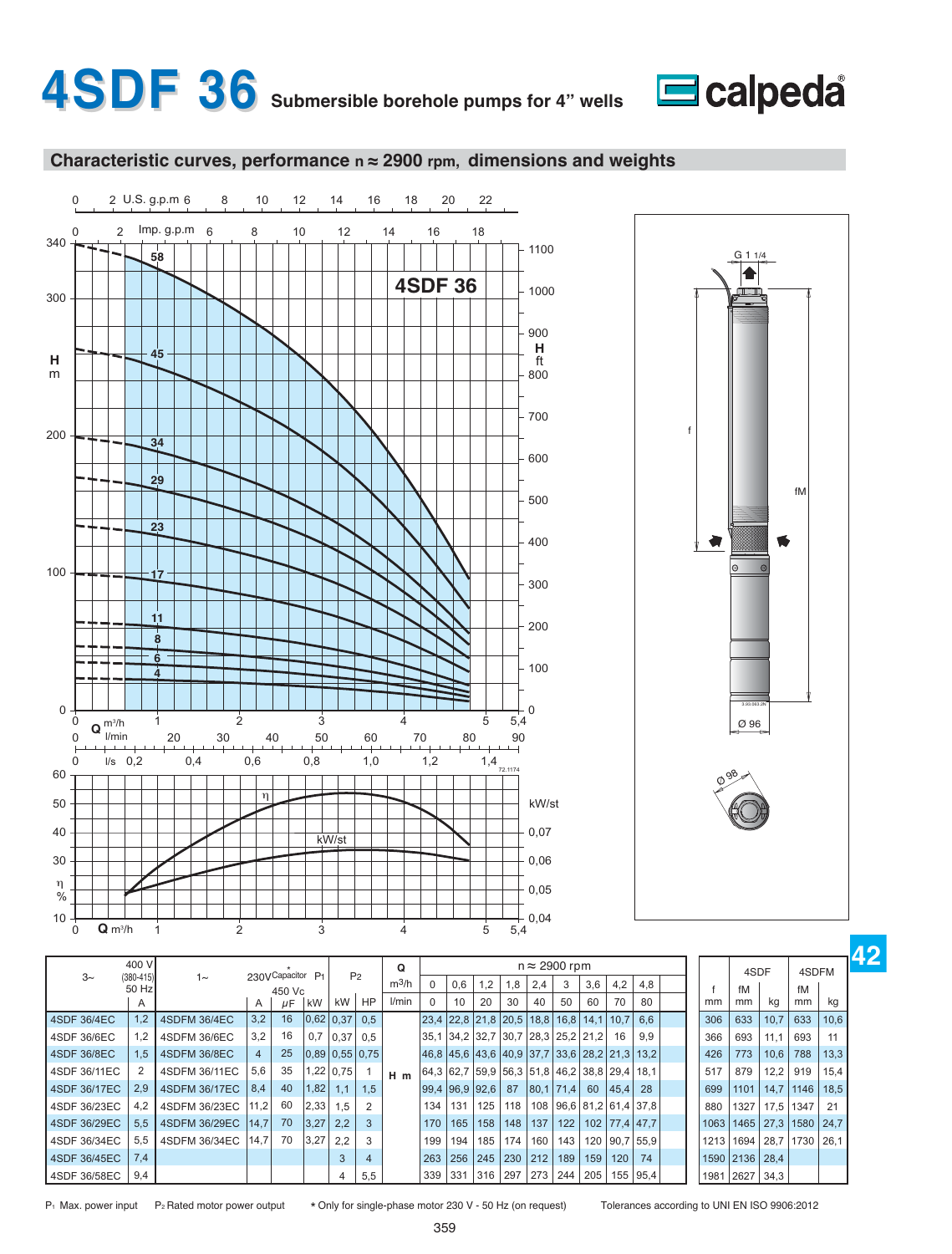# 4SDF 36 Submersible borehole pumps for 4" wells

## Characteristic curves, performance n ≈ 2900 rpm, dimensions and weights

| 3~ | 400 V (380-415) 50 Hz | 1~ | 230V | Capacitor* 450 Vc | $P_1$ | $P_2$ | | Q m³/h | n ≈ 2900 rpm | | | | | | | | | f | 4SDF | | 4SDFM | |
|---|---|---|---|---|---|---|---|---|---|---|---|---|---|---|---|---|---|---|---|---|---|---|
| | A | | A | µF | kW | kW | HP | l/min | 0 | 0,6 | 1,2 | 1,8 | 2,4 | 3 | 3,6 | 4,2 | 4,8 | mm | fM mm | kg | fM mm | kg |
| | | | | | | | | | 0 | 10 | 20 | 30 | 40 | 50 | 60 | 70 | 80 | | | | | |
| 4SDF 36/4EC | 1,2 | 4SDFM 36/4EC | 3,2 | 16 | 0,62 | 0,37 | 0,5 | H m | 23,4 | 22,8 | 21,8 | 20,5 | 18,8 | 16,8 | 14,1 | 10,7 | 6,6 | 306 | 633 | 10,7 | 633 | 10,6 |
| 4SDF 36/6EC | 1,2 | 4SDFM 36/6EC | 3,2 | 16 | 0,7 | 0,37 | 0,5 | H m | 35,1 | 34,2 | 32,7 | 30,7 | 28,3 | 25,2 | 21,2 | 16 | 9,9 | 366 | 693 | 11,1 | 693 | 11 |
| 4SDF 36/8EC | 1,5 | 4SDFM 36/8EC | 4 | 25 | 0,89 | 0,55 | 0,75 | H m | 46,8 | 45,6 | 43,6 | 40,9 | 37,7 | 33,6 | 28,2 | 21,3 | 13,2 | 426 | 773 | 10,6 | 788 | 13,3 |
| 4SDF 36/11EC | 2 | 4SDFM 36/11EC | 5,6 | 35 | 1,22 | 0,75 | 1 | H m | 64,3 | 62,7 | 59,9 | 56,3 | 51,8 | 46,2 | 38,8 | 29,4 | 18,1 | 517 | 879 | 12,2 | 919 | 15,4 |
| 4SDF 36/17EC | 2,9 | 4SDFM 36/17EC | 8,4 | 40 | 1,82 | 1,1 | 1,5 | H m | 99,4 | 96,9 | 92,6 | 87 | 80,1 | 71,4 | 60 | 45,4 | 28 | 699 | 1101 | 14,7 | 1146 | 18,5 |
| 4SDF 36/23EC | 4,2 | 4SDFM 36/23EC | 11,2 | 60 | 2,33 | 1,5 | 2 | H m | 134 | 131 | 125 | 118 | 108 | 96,6 | 81,2 | 61,4 | 37,8 | 880 | 1327 | 17,5 | 1347 | 21 |
| 4SDF 36/29EC | 5,5 | 4SDFM 36/29EC | 14,7 | 70 | 3,27 | 2,2 | 3 | H m | 170 | 165 | 158 | 148 | 137 | 122 | 102 | 77,4 | 47,7 | 1063 | 1465 | 27,3 | 1580 | 24,7 |
| 4SDF 36/34EC | 5,5 | 4SDFM 36/34EC | 14,7 | 70 | 3,27 | 2,2 | 3 | H m | 199 | 194 | 185 | 174 | 160 | 143 | 120 | 90,7 | 55,9 | 1213 | 1694 | 28,7 | 1730 | 26,1 |
| 4SDF 36/45EC | 7,4 | | | | | 3 | 4 | H m | 263 | 256 | 245 | 230 | 212 | 189 | 159 | 120 | 74 | 1590 | 2136 | 28,4 | | |
| 4SDF 36/58EC | 9,4 | | | | | 4 | 5,5 | H m | 339 | 331 | 316 | 297 | 273 | 244 | 205 | 155 | 95,4 | 1981 | 2627 | 34,3 | | |

$P_1$ Max. power input  $P_2$ Rated motor power output  * Only for single-phase motor 230 V - 50 Hz (on request)  Tolerances according to UNI EN ISO 9906:2012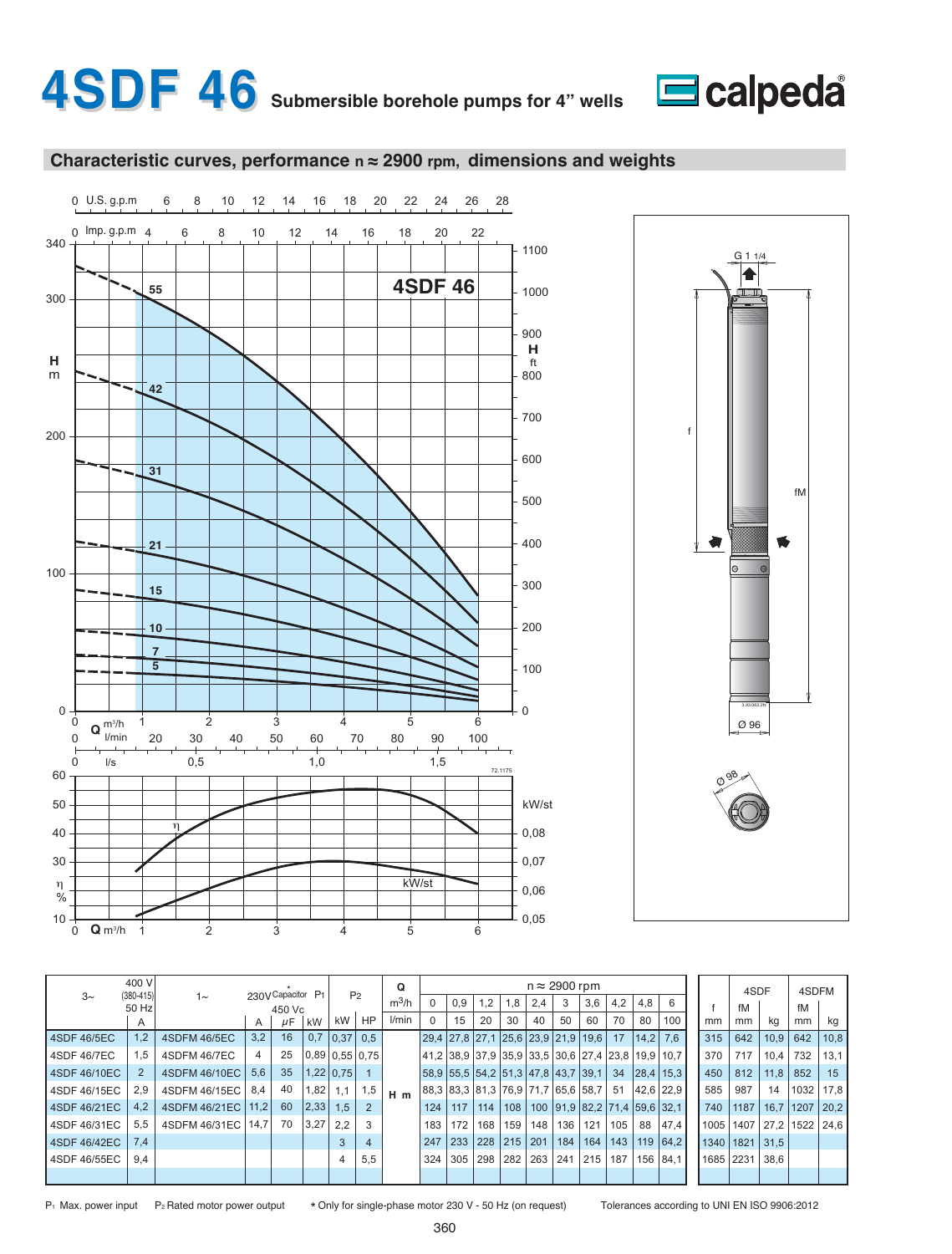# 4SDF 46 Submersible borehole pumps for 4" wells

## Characteristic curves, performance n ≈ 2900 rpm, dimensions and weights

| 3~ | 400 V (380-415) 50 Hz | 1~ | 230V | Capacitor 450 Vc * | $P_1$ | $P_2$ | | Q | n ≈ 2900 rpm | | | | | | | | | | | f | 4SDF | | 4SDFM | |
|---|---|---|---|---|---|---|---|---|---|---|---|---|---|---|---|---|---|---|---|---|---|---|---|---|
| | A | | A | μF | kW | kW | HP | m³/h | 0 | 0,9 | 1,2 | 1,8 | 2,4 | 3 | 3,6 | 4,2 | 4,8 | 6 | | | fM | | fM | |
| | | | | | | | | l/min | 0 | 15 | 20 | 30 | 40 | 50 | 60 | 70 | 80 | 100 | | mm | mm | kg | mm | kg |
| 4SDF 46/5EC | 1,2 | 4SDFM 46/5EC | 3,2 | 16 | 0,7 | 0,37 | 0,5 | H m | 29,4 | 27,8 | 27,1 | 25,6 | 23,9 | 21,9 | 19,6 | 17 | 14,2 | 7,6 | | 315 | 642 | 10,9 | 642 | 10,8 |
| 4SDF 46/7EC | 1,5 | 4SDFM 46/7EC | 4 | 25 | 0,89 | 0,55 | 0,75 | H m | 41,2 | 38,9 | 37,9 | 35,9 | 33,5 | 30,6 | 27,4 | 23,8 | 19,9 | 10,7 | | 370 | 717 | 10,4 | 732 | 13,1 |
| 4SDF 46/10EC | 2 | 4SDFM 46/10EC | 5,6 | 35 | 1,22 | 0,75 | 1 | H m | 58,9 | 55,5 | 54,2 | 51,3 | 47,8 | 43,7 | 39,1 | 34 | 28,4 | 15,3 | | 450 | 812 | 11,8 | 852 | 15 |
| 4SDF 46/15EC | 2,9 | 4SDFM 46/15EC | 8,4 | 40 | 1,82 | 1,1 | 1,5 | H m | 88,3 | 83,3 | 81,3 | 76,9 | 71,7 | 65,6 | 58,7 | 51 | 42,6 | 22,9 | | 585 | 987 | 14 | 1032 | 17,8 |
| 4SDF 46/21EC | 4,2 | 4SDFM 46/21EC | 11,2 | 60 | 2,33 | 1,5 | 2 | H m | 124 | 117 | 114 | 108 | 100 | 91,9 | 82,2 | 71,4 | 59,6 | 32,1 | | 740 | 1187 | 16,7 | 1207 | 20,2 |
| 4SDF 46/31EC | 5,5 | 4SDFM 46/31EC | 14,7 | 70 | 3,27 | 2,2 | 3 | H m | 183 | 172 | 168 | 159 | 148 | 136 | 121 | 105 | 88 | 47,4 | | 1005 | 1407 | 27,2 | 1522 | 24,6 |
| 4SDF 46/42EC | 7,4 | | | | | 3 | 4 | H m | 247 | 233 | 228 | 215 | 201 | 184 | 164 | 143 | 119 | 64,2 | | 1340 | 1821 | 31,5 | | |
| 4SDF 46/55EC | 9,4 | | | | | 4 | 5,5 | H m | 324 | 305 | 298 | 282 | 263 | 241 | 215 | 187 | 156 | 84,1 | | 1685 | 2231 | 38,6 | | |

$P_1$ Max. power input  $P_2$ Rated motor power output  * Only for single-phase motor 230 V - 50 Hz (on request)  Tolerances according to UNI EN ISO 9906:2012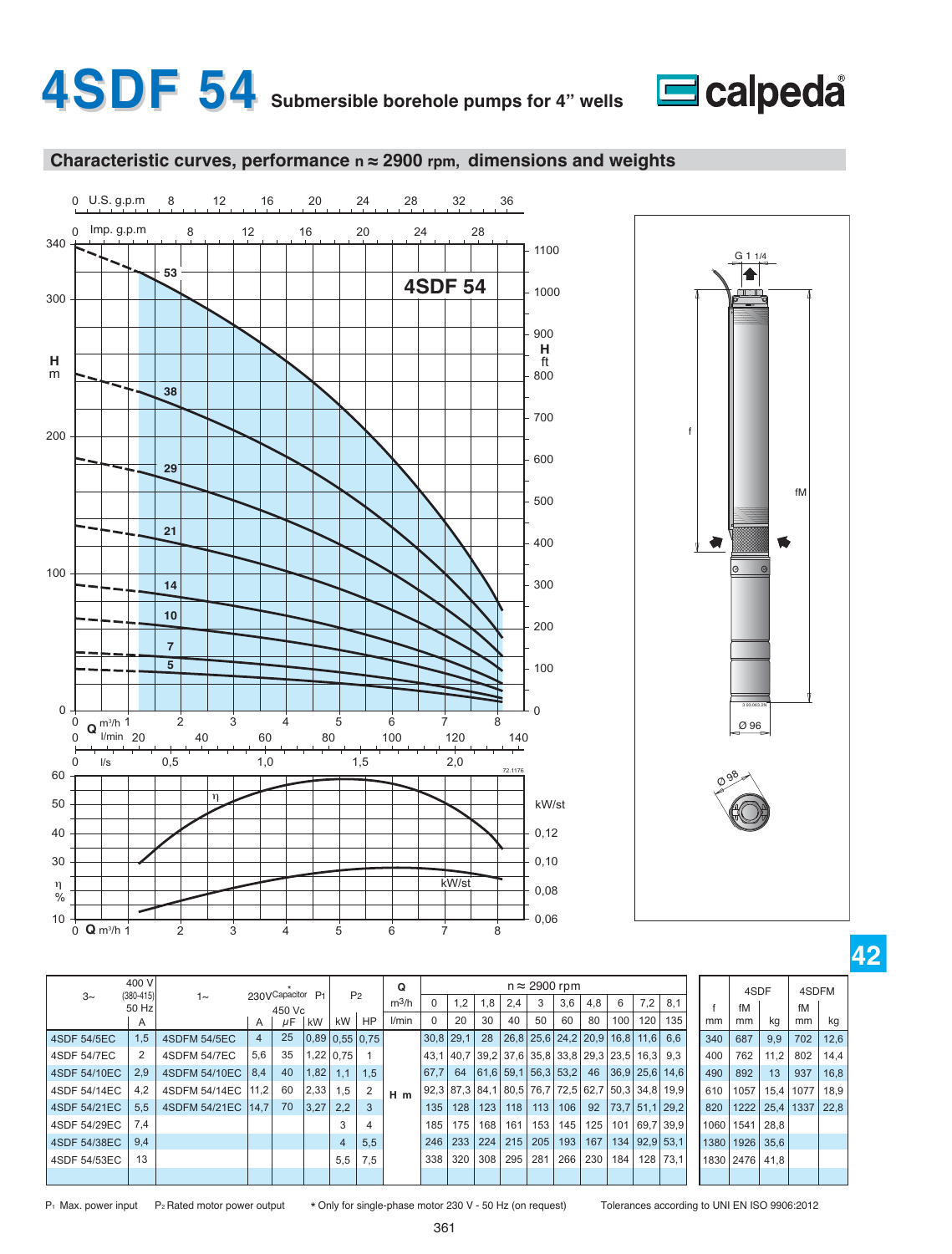# 4SDF 54 Submersible borehole pumps for 4" wells

calpeda

## Characteristic curves, performance n ≈ 2900 rpm, dimensions and weights

| 3~ | 400 V (380-415) 50 Hz | 1~ | 230V * 450 Vc | Capacitor | $P_1$ | $P_2$ | | Q | n ≈ 2900 rpm | | | | | | | | | | | f | 4SDF | | 4SDFM | |
|---|---|---|---|---|---|---|---|---|---|---|---|---|---|---|---|---|---|---|---|---|---|---|---|
| | A | | A | µF | kW | kW | HP | m³/h | 0 | 1,2 | 1,8 | 2,4 | 3 | 3,6 | 4,8 | 6 | 7,2 | 8,1 | mm | fM mm | kg | fM mm | kg |
| | | | | | | | | l/min | 0 | 20 | 30 | 40 | 50 | 60 | 80 | 100 | 120 | 135 | | | | | |
| 4SDF 54/5EC | 1,5 | 4SDFM 54/5EC | 4 | 25 | 0,89 | 0,55 | 0,75 | H m | 30,8 | 29,1 | 28 | 26,8 | 25,6 | 24,2 | 20,9 | 16,8 | 11,6 | 6,6 | 340 | 687 | 9,9 | 702 | 12,6 |
| 4SDF 54/7EC | 2 | 4SDFM 54/7EC | 5,6 | 35 | 1,22 | 0,75 | 1 | | 43,1 | 40,7 | 39,2 | 37,6 | 35,8 | 33,8 | 29,3 | 23,5 | 16,3 | 9,3 | 400 | 762 | 11,2 | 802 | 14,4 |
| 4SDF 54/10EC | 2,9 | 4SDFM 54/10EC | 8,4 | 40 | 1,82 | 1,1 | 1,5 | | 67,7 | 64 | 61,6 | 59,1 | 56,3 | 53,2 | 46 | 36,9 | 25,6 | 14,6 | 490 | 892 | 13 | 937 | 16,8 |
| 4SDF 54/14EC | 4,2 | 4SDFM 54/14EC | 11,2 | 60 | 2,33 | 1,5 | 2 | | 92,3 | 87,3 | 84,1 | 80,5 | 76,7 | 72,5 | 62,7 | 50,3 | 34,8 | 19,9 | 610 | 1057 | 15,4 | 1077 | 18,9 |
| 4SDF 54/21EC | 5,5 | 4SDFM 54/21EC | 14,7 | 70 | 3,27 | 2,2 | 3 | | 135 | 128 | 123 | 118 | 113 | 106 | 92 | 73,7 | 51,1 | 29,2 | 820 | 1222 | 25,4 | 1337 | 22,8 |
| 4SDF 54/29EC | 7,4 | | | | | 3 | 4 | | 185 | 175 | 168 | 161 | 153 | 145 | 125 | 101 | 69,7 | 39,9 | 1060 | 1541 | 28,8 | | |
| 4SDF 54/38EC | 9,4 | | | | | 4 | 5,5 | | 246 | 233 | 224 | 215 | 205 | 193 | 167 | 134 | 92,9 | 53,1 | 1380 | 1926 | 35,6 | | |
| 4SDF 54/53EC | 13 | | | | | 5,5 | 7,5 | | 338 | 320 | 308 | 295 | 281 | 266 | 230 | 184 | 128 | 73,1 | 1830 | 2476 | 41,8 | | |

$P_1$ Max. power input   $P_2$ Rated motor power output   * Only for single-phase motor 230 V - 50 Hz (on request)   Tolerances according to UNI EN ISO 9906:2012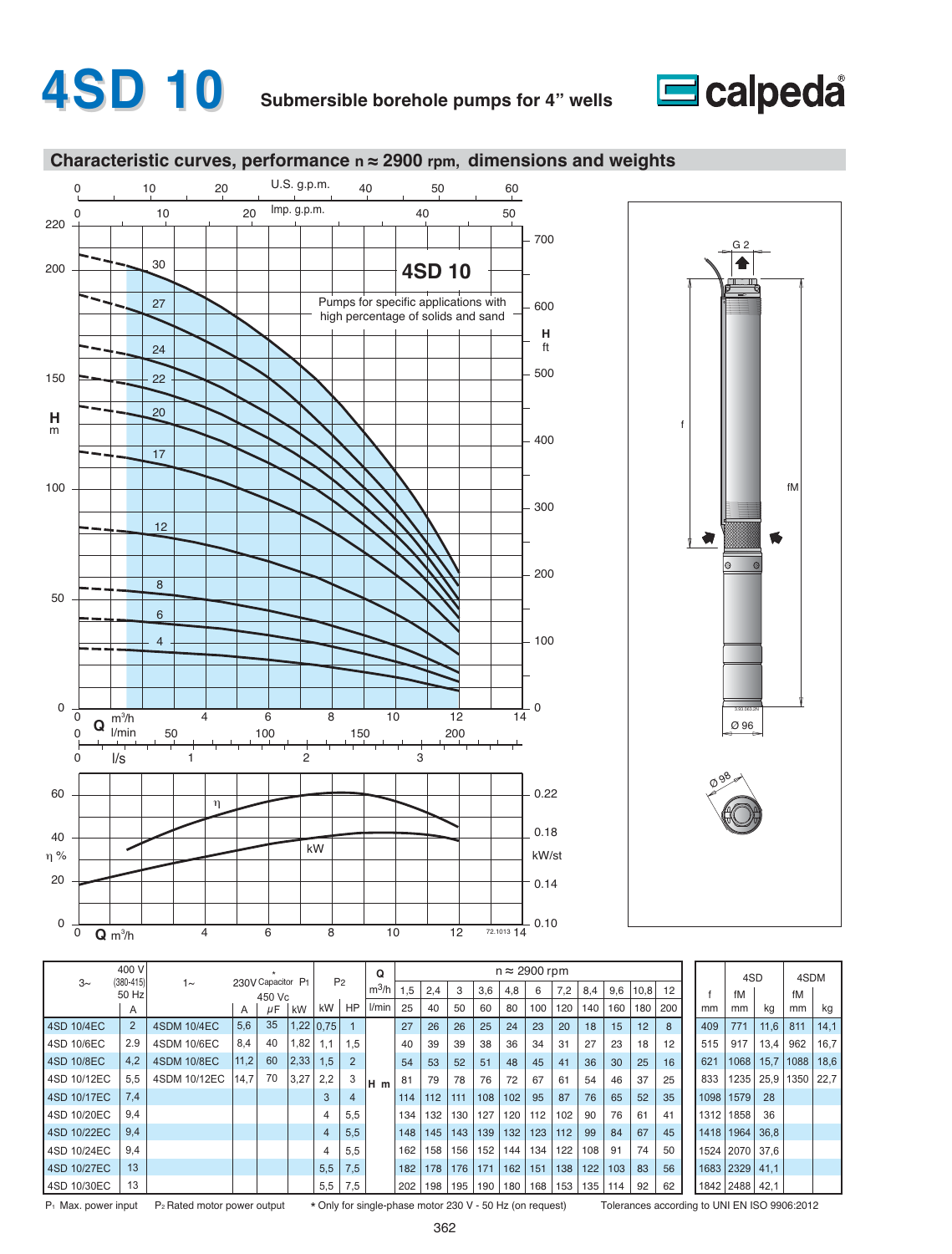# 4SD 10

**Submersible borehole pumps for 4" wells**

calpeda

## Characteristic curves, performance n ≈ 2900 rpm, dimensions and weights

**4SD 10**

Pumps for specific applications with high percentage of solids and sand

| 3~ | 400 V (380-415) 50 Hz | 1~ | 230V Capacitor* | | P1 | P2 | | Q | m³/h | 1,5 | 2,4 | 3 | 3,6 | 4,8 | 6 | 7,2 | 8,4 | 9,6 | 10,8 | 12 | f | 4SD fM | | 4SDM fM | |
|---|---|---|---|---|---|---|---|---|---|---|---|---|---|---|---|---|---|---|---|---|---|---|---|---|---|
| | A | | A | 450 Vc μF | kW | kW | HP | | l/min | 25 | 40 | 50 | 60 | 80 | 100 | 120 | 140 | 160 | 180 | 200 | mm | mm | kg | mm | kg |
| 4SD 10/4EC | 2 | 4SDM 10/4EC | 5,6 | 35 | 1,22 | 0,75 | 1 | H m | | 27 | 26 | 26 | 25 | 24 | 23 | 20 | 18 | 15 | 12 | 8 | 409 | 771 | 11,6 | 811 | 14,1 |
| 4SD 10/6EC | 2.9 | 4SDM 10/6EC | 8,4 | 40 | 1,82 | 1,1 | 1,5 | | | 40 | 39 | 39 | 38 | 36 | 34 | 31 | 27 | 23 | 18 | 12 | 515 | 917 | 13,4 | 962 | 16,7 |
| 4SD 10/8EC | 4,2 | 4SDM 10/8EC | 11,2 | 60 | 2,33 | 1,5 | 2 | | | 54 | 53 | 52 | 51 | 48 | 45 | 41 | 36 | 30 | 25 | 16 | 621 | 1068 | 15,7 | 1088 | 18,6 |
| 4SD 10/12EC | 5,5 | 4SDM 10/12EC | 14,7 | 70 | 3,27 | 2,2 | 3 | | | 81 | 79 | 78 | 76 | 72 | 67 | 61 | 54 | 46 | 37 | 25 | 833 | 1235 | 25,9 | 1350 | 22,7 |
| 4SD 10/17EC | 7,4 | | | | | 3 | 4 | | | 114 | 112 | 111 | 108 | 102 | 95 | 87 | 76 | 65 | 52 | 35 | 1098 | 1579 | 28 | | |
| 4SD 10/20EC | 9,4 | | | | | 4 | 5,5 | | | 134 | 132 | 130 | 127 | 120 | 112 | 102 | 90 | 76 | 61 | 41 | 1312 | 1858 | 36 | | |
| 4SD 10/22EC | 9,4 | | | | | 4 | 5,5 | | | 148 | 145 | 143 | 139 | 132 | 123 | 112 | 99 | 84 | 67 | 45 | 1418 | 1964 | 36,8 | | |
| 4SD 10/24EC | 9,4 | | | | | 4 | 5,5 | | | 162 | 158 | 156 | 152 | 144 | 134 | 122 | 108 | 91 | 74 | 50 | 1524 | 2070 | 37,6 | | |
| 4SD 10/27EC | 13 | | | | | 5,5 | 7,5 | | | 182 | 178 | 176 | 171 | 162 | 151 | 138 | 122 | 103 | 83 | 56 | 1683 | 2329 | 41,1 | | |
| 4SD 10/30EC | 13 | | | | | 5,5 | 7,5 | | | 202 | 198 | 195 | 190 | 180 | 168 | 153 | 135 | 114 | 92 | 62 | 1842 | 2488 | 42,1 | | |

$P_1$ Max. power input  $P_2$ Rated motor power output  * Only for single-phase motor 230 V - 50 Hz (on request)  Tolerances according to UNI EN ISO 9906:2012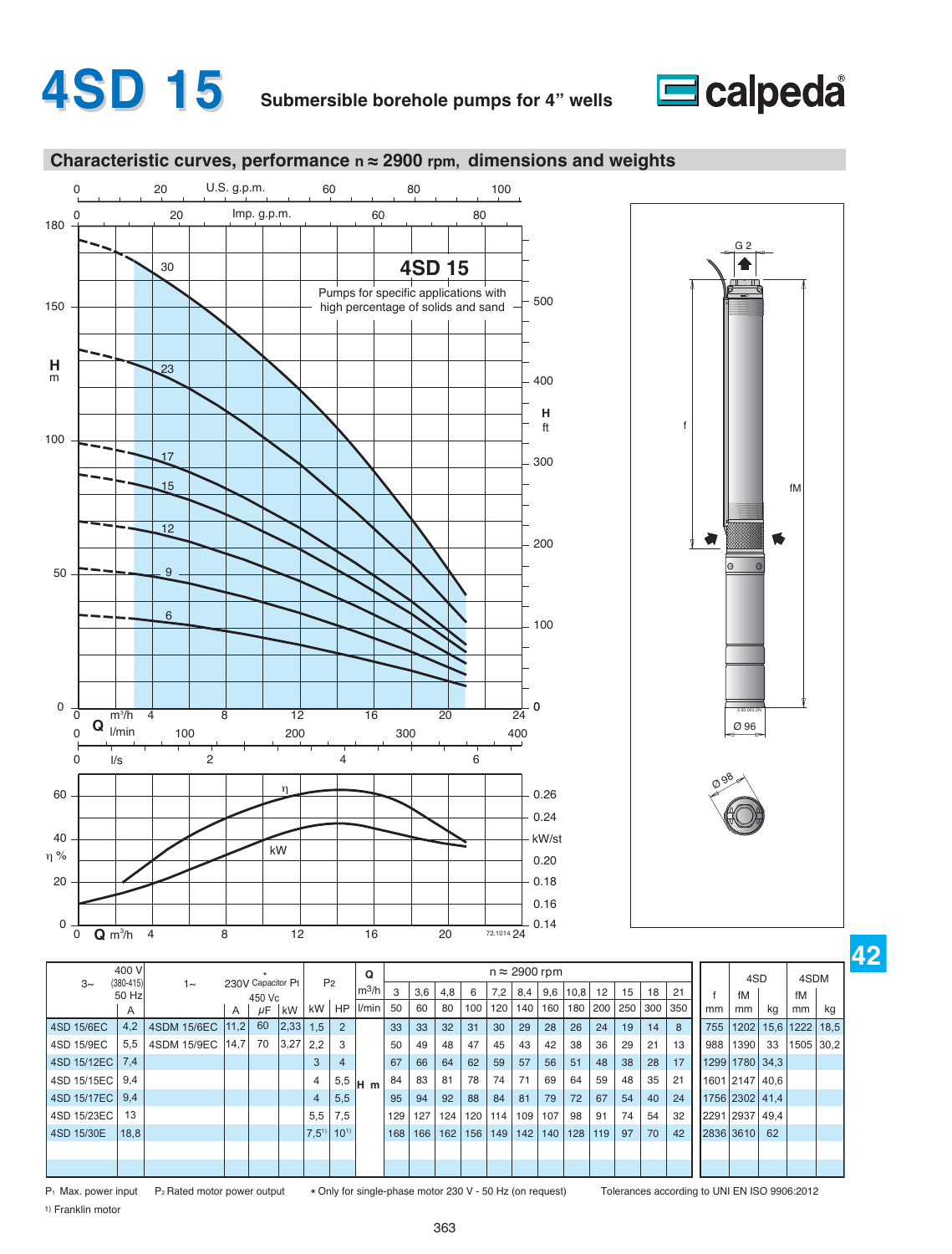# 4SD 15

**Submersible borehole pumps for 4" wells**

calpeda

## Characteristic curves, performance n ≈ 2900 rpm, dimensions and weights

**4SD 15**

Pumps for specific applications with high percentage of solids and sand

| 3~ 400 V (380-415) 50 Hz | A | 1~ | 230V Capacitor P1 450 Vc * A | μF | kW | P2 kW | HP | Q m³/h | 3 | 3,6 | 4,8 | 6 | 7,2 | 8,4 | 9,6 | 10,8 | 12 | 15 | 18 | 21 | f mm | 4SD fM mm | kg | 4SDM fM mm | kg |
|---|---|---|---|---|---|---|---|---|---|---|---|---|---|---|---|---|---|---|---|---|---|---|---|---|---|
| | | | | | | | | l/min | 50 | 60 | 80 | 100 | 120 | 140 | 160 | 180 | 200 | 250 | 300 | 350 | | | | | |
| 4SD 15/6EC | 4,2 | 4SDM 15/6EC | 11,2 | 60 | 2,33 | 1,5 | 2 | H m | 33 | 33 | 32 | 31 | 30 | 29 | 28 | 26 | 24 | 19 | 14 | 8 | 755 | 1202 | 15,6 | 1222 | 18,5 |
| 4SD 15/9EC | 5,5 | 4SDM 15/9EC | 14,7 | 70 | 3,27 | 2,2 | 3 | | 50 | 49 | 48 | 47 | 45 | 43 | 42 | 38 | 36 | 29 | 21 | 13 | 988 | 1390 | 33 | 1505 | 30,2 |
| 4SD 15/12EC | 7,4 | | | | | 3 | 4 | | 67 | 66 | 64 | 62 | 59 | 57 | 56 | 51 | 48 | 38 | 28 | 17 | 1299 | 1780 | 34,3 | | |
| 4SD 15/15EC | 9,4 | | | | | 4 | 5,5 | | 84 | 83 | 81 | 78 | 74 | 71 | 69 | 64 | 59 | 48 | 35 | 21 | 1601 | 2147 | 40,6 | | |
| 4SD 15/17EC | 9,4 | | | | | 4 | 5,5 | | 95 | 94 | 92 | 88 | 84 | 81 | 79 | 72 | 67 | 54 | 40 | 24 | 1756 | 2302 | 41,4 | | |
| 4SD 15/23EC | 13 | | | | | 5,5 | 7,5 | | 129 | 127 | 124 | 120 | 114 | 109 | 107 | 98 | 91 | 74 | 54 | 32 | 2291 | 2937 | 49,4 | | |
| 4SD 15/30E | 18,8 | | | | | 7,5[1] | 10[1] | | 168 | 166 | 162 | 156 | 149 | 142 | 140 | 128 | 119 | 97 | 70 | 42 | 2836 | 3610 | 62 | | |

P1 Max. power input   P2 Rated motor power output   * Only for single-phase motor 230 V - 50 Hz (on request)   Tolerances according to UNI EN ISO 9906:2012

[1] Franklin motor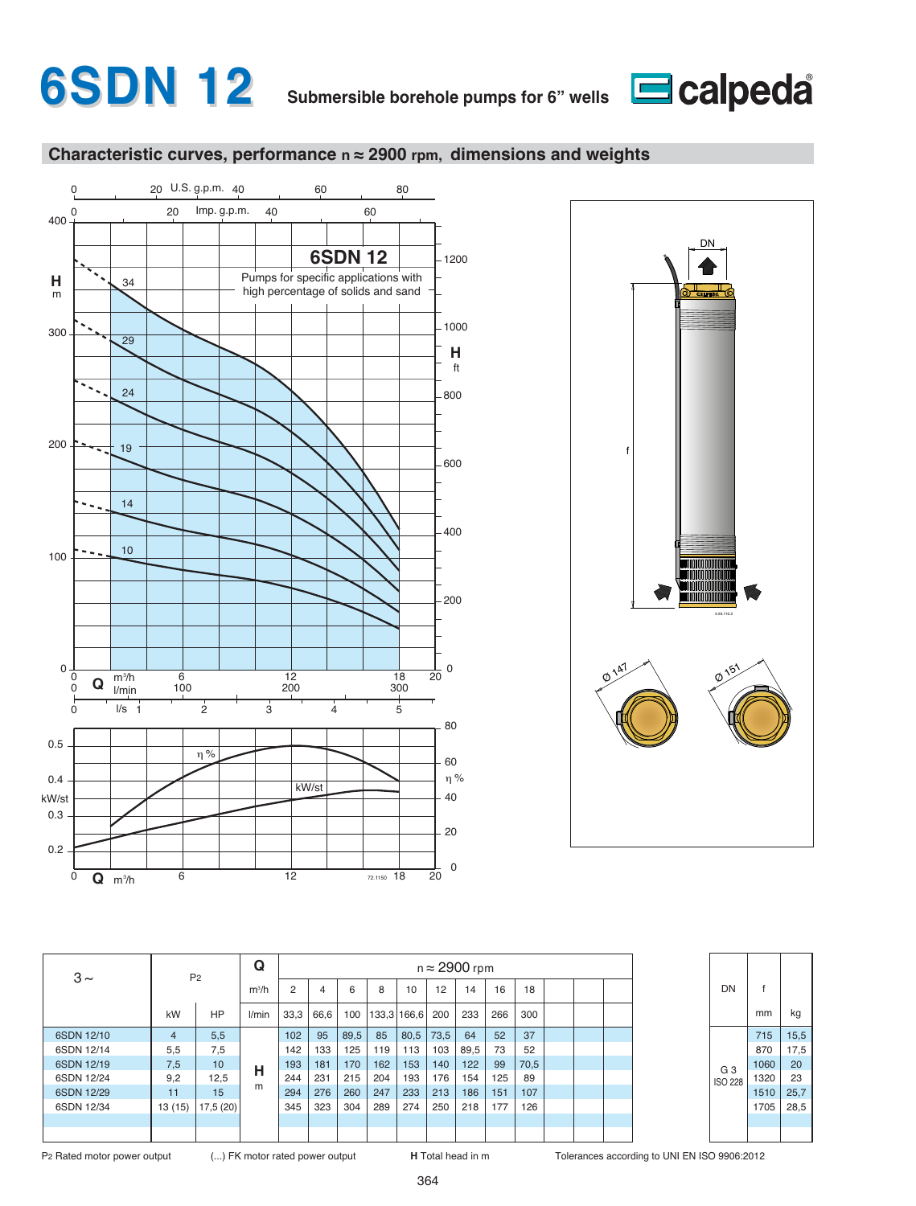# 6SDN 12

**Submersible borehole pumps for 6" wells**

## Characteristic curves, performance n ≈ 2900 rpm, dimensions and weights

| 3 ~ | P2 | | Q | n ≈ 2900 rpm | | | | | | | | |
|---|---|---|---|---|---|---|---|---|---|---|---|---|
| | | | m³/h | 2 | 4 | 6 | 8 | 10 | 12 | 14 | 16 | 18 |
| | kW | HP | l/min | 33,3 | 66,6 | 100 | 133,3 | 166,6 | 200 | 233 | 266 | 300 |
| 6SDN 12/10 | 4 | 5,5 | H m | 102 | 95 | 89,5 | 85 | 80,5 | 73,5 | 64 | 52 | 37 |
| 6SDN 12/14 | 5,5 | 7,5 | | 142 | 133 | 125 | 119 | 113 | 103 | 89,5 | 73 | 52 |
| 6SDN 12/19 | 7,5 | 10 | | 193 | 181 | 170 | 162 | 153 | 140 | 122 | 99 | 70,5 |
| 6SDN 12/24 | 9,2 | 12,5 | | 244 | 231 | 215 | 204 | 193 | 176 | 154 | 125 | 89 |
| 6SDN 12/29 | 11 | 15 | | 294 | 276 | 260 | 247 | 233 | 213 | 186 | 151 | 107 |
| 6SDN 12/34 | 13 (15) | 17,5 (20) | | 345 | 323 | 304 | 289 | 274 | 250 | 218 | 177 | 126 |

| DN | f mm | kg |
|---|---|---|
| G 3 ISO 228 | 715 | 15,5 |
| | 870 | 17,5 |
| | 1060 | 20 |
| | 1320 | 23 |
| | 1510 | 25,7 |
| | 1705 | 28,5 |

P2 Rated motor power output (...) FK motor rated power output **H** Total head in m Tolerances according to UNI EN ISO 9906:2012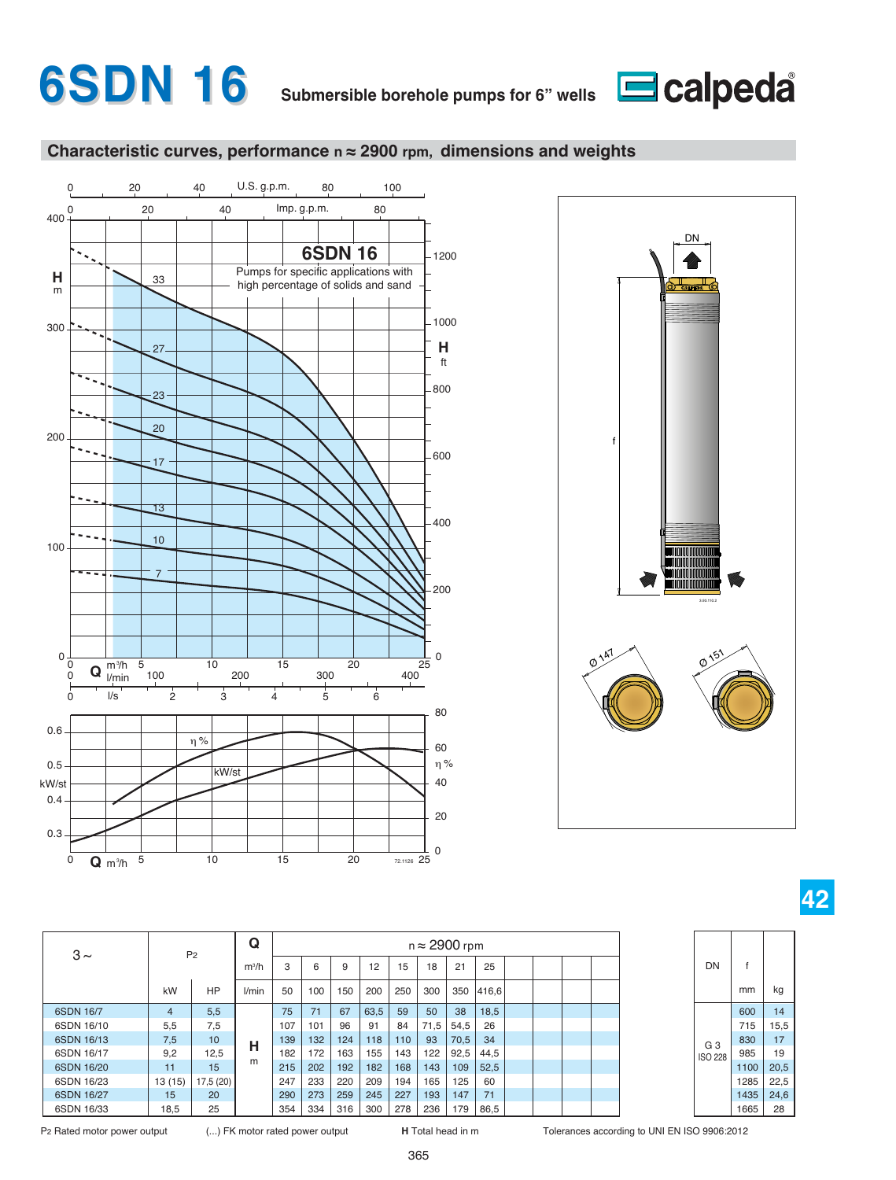# 6SDN 16

**Submersible borehole pumps for 6" wells**

## Characteristic curves, performance n ≈ 2900 rpm, dimensions and weights

6SDN 16

Pumps for specific applications with high percentage of solids and sand

| 3 ~ | P2 | | Q | n ≈ 2900 rpm | | | | | | | |
|---|---|---|---|---|---|---|---|---|---|---|---|
| | | | m³/h | 3 | 6 | 9 | 12 | 15 | 18 | 21 | 25 |
| | kW | HP | l/min | 50 | 100 | 150 | 200 | 250 | 300 | 350 | 416,6 |
| 6SDN 16/7 | 4 | 5,5 | H m | 75 | 71 | 67 | 63,5 | 59 | 50 | 38 | 18,5 |
| 6SDN 16/10 | 5,5 | 7,5 | | 107 | 101 | 96 | 91 | 84 | 71,5 | 54,5 | 26 |
| 6SDN 16/13 | 7,5 | 10 | | 139 | 132 | 124 | 118 | 110 | 93 | 70,5 | 34 |
| 6SDN 16/17 | 9,2 | 12,5 | | 182 | 172 | 163 | 155 | 143 | 122 | 92,5 | 44,5 |
| 6SDN 16/20 | 11 | 15 | | 215 | 202 | 192 | 182 | 168 | 143 | 109 | 52,5 |
| 6SDN 16/23 | 13 (15) | 17,5 (20) | | 247 | 233 | 220 | 209 | 194 | 165 | 125 | 60 |
| 6SDN 16/27 | 15 | 20 | | 290 | 273 | 259 | 245 | 227 | 193 | 147 | 71 |
| 6SDN 16/33 | 18,5 | 25 | | 354 | 334 | 316 | 300 | 278 | 236 | 179 | 86,5 |

| DN | f | |
|---|---|---|
| | mm | kg |
| G 3 ISO 228 | 600 | 14 |
| | 715 | 15,5 |
| | 830 | 17 |
| | 985 | 19 |
| | 1100 | 20,5 |
| | 1285 | 22,5 |
| | 1435 | 24,6 |
| | 1665 | 28 |

P2 Rated motor power output (...) FK motor rated power output **H** Total head in m Tolerances according to UNI EN ISO 9906:2012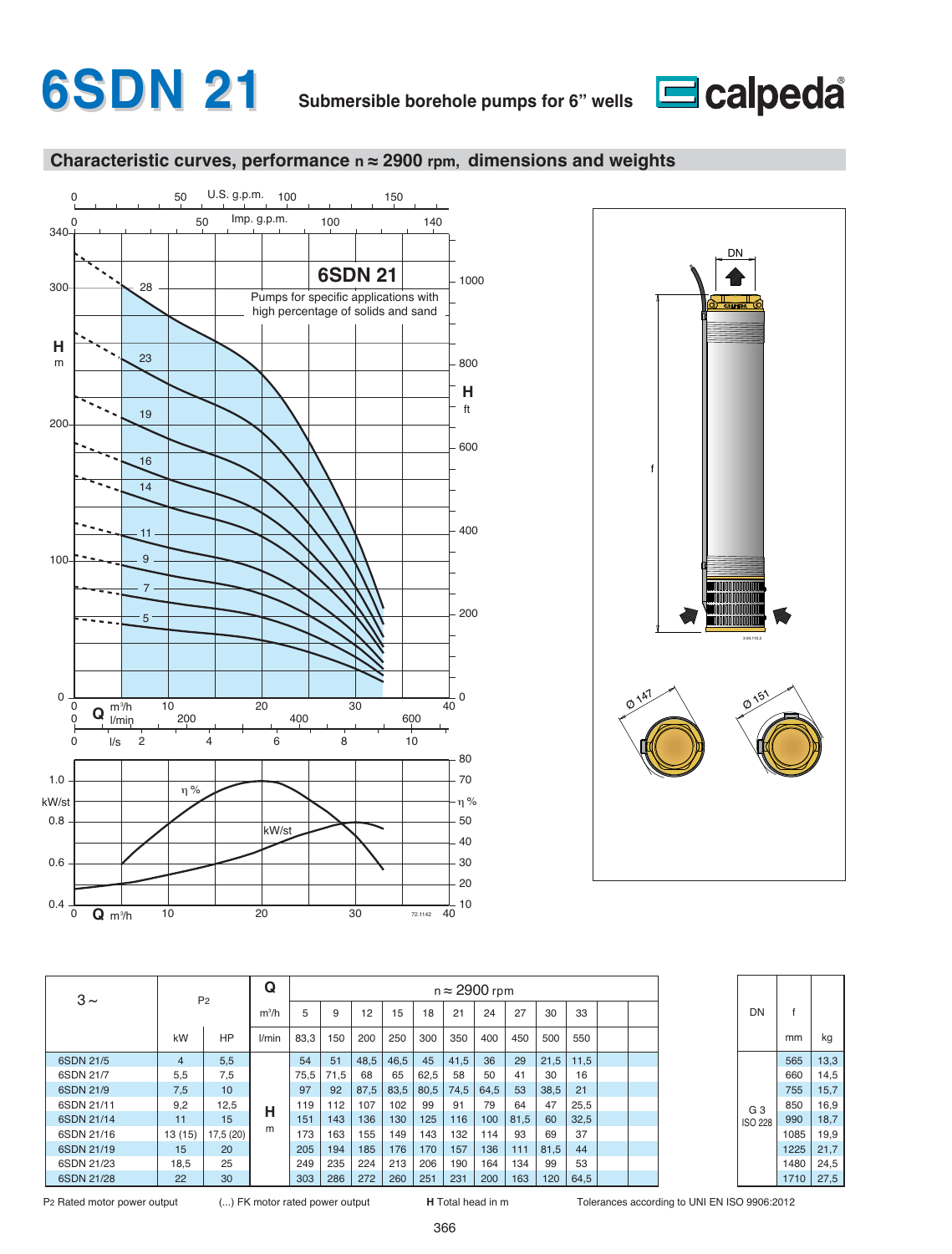# 6SDN 21

**Submersible borehole pumps for 6" wells**

## Characteristic curves, performance n ≈ 2900 rpm, dimensions and weights

**6SDN 21**

Pumps for specific applications with high percentage of solids and sand

| 3 ~ | $P_2$ | | Q | n ≈ 2900 rpm | | | | | | | | | | | |
|---|---|---|---|---|---|---|---|---|---|---|---|---|---|---|---|
| | | | m³/h | 5 | 9 | 12 | 15 | 18 | 21 | 24 | 27 | 30 | 33 | | |
| | kW | HP | l/min | 83,3 | 150 | 200 | 250 | 300 | 350 | 400 | 450 | 500 | 550 | | |
| 6SDN 21/5 | 4 | 5,5 | H m | 54 | 51 | 48,5 | 46,5 | 45 | 41,5 | 36 | 29 | 21,5 | 11,5 | | |
| 6SDN 21/7 | 5,5 | 7,5 | | 75,5 | 71,5 | 68 | 65 | 62,5 | 58 | 50 | 41 | 30 | 16 | | |
| 6SDN 21/9 | 7,5 | 10 | | 97 | 92 | 87,5 | 83,5 | 80,5 | 74,5 | 64,5 | 53 | 38,5 | 21 | | |
| 6SDN 21/11 | 9,2 | 12,5 | | 119 | 112 | 107 | 102 | 99 | 91 | 79 | 64 | 47 | 25,5 | | |
| 6SDN 21/14 | 11 | 15 | | 151 | 143 | 136 | 130 | 125 | 116 | 100 | 81,5 | 60 | 32,5 | | |
| 6SDN 21/16 | 13 (15) | 17,5 (20) | | 173 | 163 | 155 | 149 | 143 | 132 | 114 | 93 | 69 | 37 | | |
| 6SDN 21/19 | 15 | 20 | | 205 | 194 | 185 | 176 | 170 | 157 | 136 | 111 | 81,5 | 44 | | |
| 6SDN 21/23 | 18,5 | 25 | | 249 | 235 | 224 | 213 | 206 | 190 | 164 | 134 | 99 | 53 | | |
| 6SDN 21/28 | 22 | 30 | | 303 | 286 | 272 | 260 | 251 | 231 | 200 | 163 | 120 | 64,5 | | |

| DN | f | |
|---|---|---|
| | mm | kg |
| G 3 ISO 228 | 565 | 13,3 |
| | 660 | 14,5 |
| | 755 | 15,7 |
| | 850 | 16,9 |
| | 990 | 18,7 |
| | 1085 | 19,9 |
| | 1225 | 21,7 |
| | 1480 | 24,5 |
| | 1710 | 27,5 |

$P_2$ Rated motor power output (...) FK motor rated power output **H** Total head in m Tolerances according to UNI EN ISO 9906:2012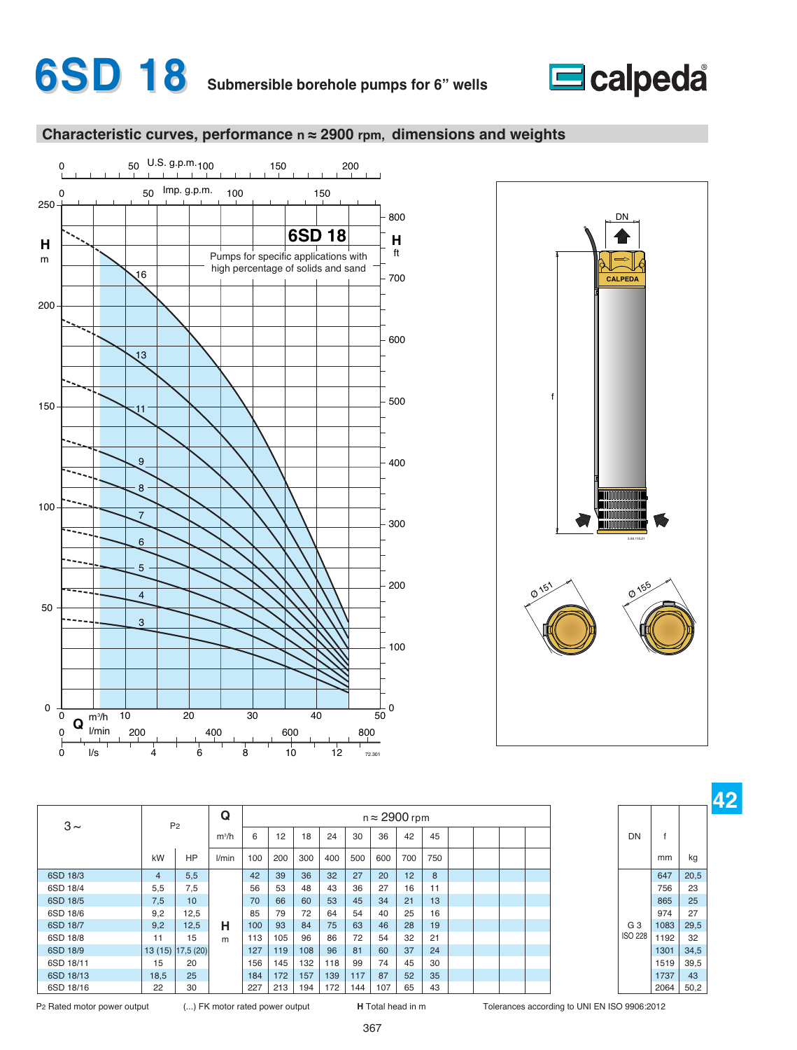# 6SD 18 Submersible borehole pumps for 6" wells

## Characteristic curves, performance n ≈ 2900 rpm, dimensions and weights

**6SD 18**

Pumps for specific applications with high percentage of solids and sand

| 3 ~ | P2 | | Q m³/h | 6 | 12 | 18 | 24 | 30 | 36 | 42 | 45 | DN | f | |
|---|---|---|---|---|---|---|---|---|---|---|---|---|---|---|
| | kW | HP | l/min | 100 | 200 | 300 | 400 | 500 | 600 | 700 | 750 | | mm | kg |
| 6SD 18/3 | 4 | 5,5 | H m | 42 | 39 | 36 | 32 | 27 | 20 | 12 | 8 | G 3 ISO 228 | 647 | 20,5 |
| 6SD 18/4 | 5,5 | 7,5 | | 56 | 53 | 48 | 43 | 36 | 27 | 16 | 11 | | 756 | 23 |
| 6SD 18/5 | 7,5 | 10 | | 70 | 66 | 60 | 53 | 45 | 34 | 21 | 13 | | 865 | 25 |
| 6SD 18/6 | 9,2 | 12,5 | | 85 | 79 | 72 | 64 | 54 | 40 | 25 | 16 | | 974 | 27 |
| 6SD 18/7 | 9,2 | 12,5 | | 100 | 93 | 84 | 75 | 63 | 46 | 28 | 19 | | 1083 | 29,5 |
| 6SD 18/8 | 11 | 15 | | 113 | 105 | 96 | 86 | 72 | 54 | 32 | 21 | | 1192 | 32 |
| 6SD 18/9 | 13 (15) | 17,5 (20) | | 127 | 119 | 108 | 96 | 81 | 60 | 37 | 24 | | 1301 | 34,5 |
| 6SD 18/11 | 15 | 20 | | 156 | 145 | 132 | 118 | 99 | 74 | 45 | 30 | | 1519 | 39,5 |
| 6SD 18/13 | 18,5 | 25 | | 184 | 172 | 157 | 139 | 117 | 87 | 52 | 35 | | 1737 | 43 |
| 6SD 18/16 | 22 | 30 | | 227 | 213 | 194 | 172 | 144 | 107 | 65 | 43 | | 2064 | 50,2 |

n ≈ 2900 rpm

P2 Rated motor power output (...) FK motor rated power output **H** Total head in m Tolerances according to UNI EN ISO 9906:2012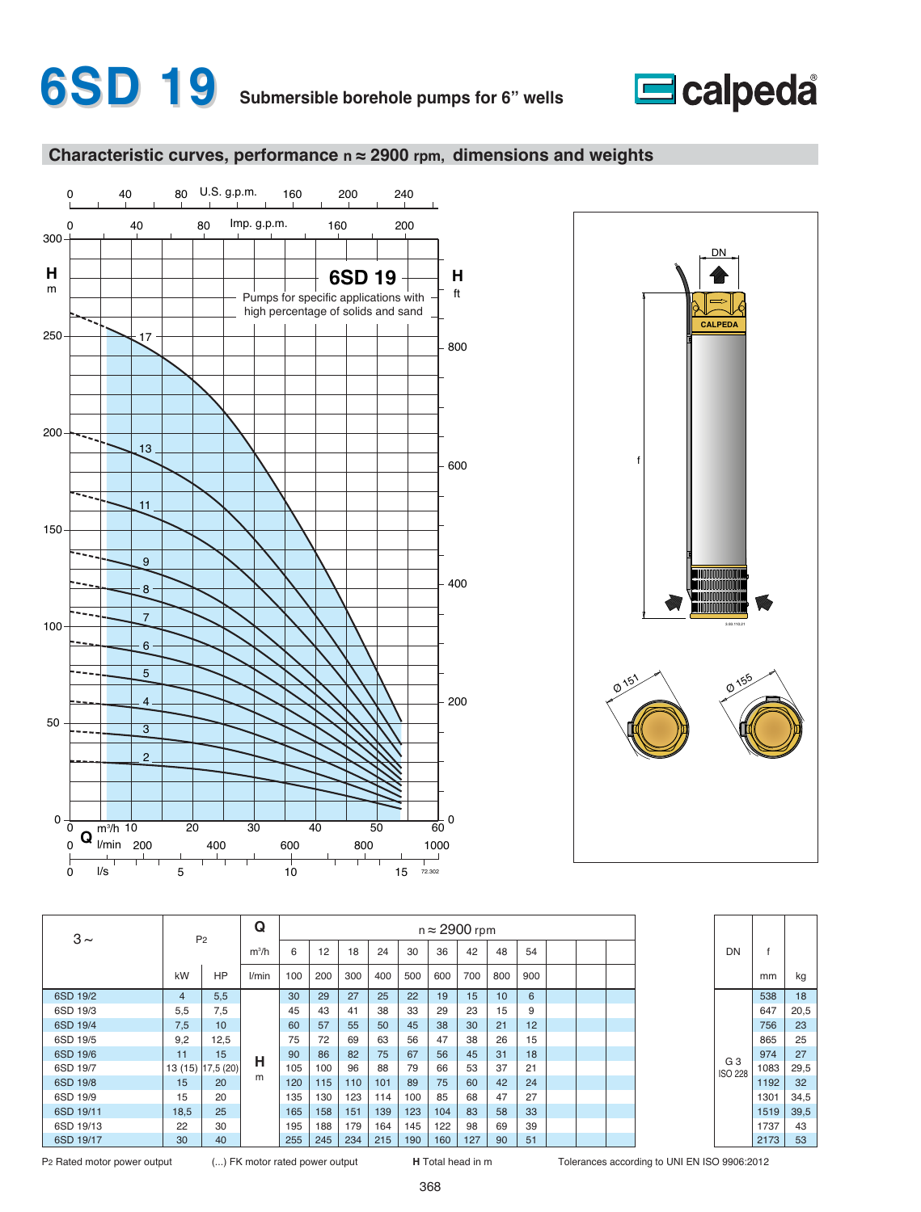# 6SD 19 Submersible borehole pumps for 6" wells

calpeda

## Characteristic curves, performance n ≈ 2900 rpm, dimensions and weights

6SD 19

Pumps for specific applications with high percentage of solids and sand

| 3 ~ | P2 | | Q | n ≈ 2900 rpm | | | | | | | | | | DN | f | |
|---|---|---|---|---|---|---|---|---|---|---|---|---|---|---|---|---|
| | | | m³/h | 6 | 12 | 18 | 24 | 30 | 36 | 42 | 48 | 54 | | | | |
| | kW | HP | l/min | 100 | 200 | 300 | 400 | 500 | 600 | 700 | 800 | 900 | | | mm | kg |
| 6SD 19/2 | 4 | 5,5 | H m | 30 | 29 | 27 | 25 | 22 | 19 | 15 | 10 | 6 | | G 3 ISO 228 | 538 | 18 |
| 6SD 19/3 | 5,5 | 7,5 | | 45 | 43 | 41 | 38 | 33 | 29 | 23 | 15 | 9 | | | 647 | 20,5 |
| 6SD 19/4 | 7,5 | 10 | | 60 | 57 | 55 | 50 | 45 | 38 | 30 | 21 | 12 | | | 756 | 23 |
| 6SD 19/5 | 9,2 | 12,5 | | 75 | 72 | 69 | 63 | 56 | 47 | 38 | 26 | 15 | | | 865 | 25 |
| 6SD 19/6 | 11 | 15 | | 90 | 86 | 82 | 75 | 67 | 56 | 45 | 31 | 18 | | | 974 | 27 |
| 6SD 19/7 | 13 (15) | 17,5 (20) | | 105 | 100 | 96 | 88 | 79 | 66 | 53 | 37 | 21 | | | 1083 | 29,5 |
| 6SD 19/8 | 15 | 20 | | 120 | 115 | 110 | 101 | 89 | 75 | 60 | 42 | 24 | | | 1192 | 32 |
| 6SD 19/9 | 15 | 20 | | 135 | 130 | 123 | 114 | 100 | 85 | 68 | 47 | 27 | | | 1301 | 34,5 |
| 6SD 19/11 | 18,5 | 25 | | 165 | 158 | 151 | 139 | 123 | 104 | 83 | 58 | 33 | | | 1519 | 39,5 |
| 6SD 19/13 | 22 | 30 | | 195 | 188 | 179 | 164 | 145 | 122 | 98 | 69 | 39 | | | 1737 | 43 |
| 6SD 19/17 | 30 | 40 | | 255 | 245 | 234 | 215 | 190 | 160 | 127 | 90 | 51 | | | 2173 | 53 |

P2 Rated motor power output (...) FK motor rated power output **H** Total head in m Tolerances according to UNI EN ISO 9906:2012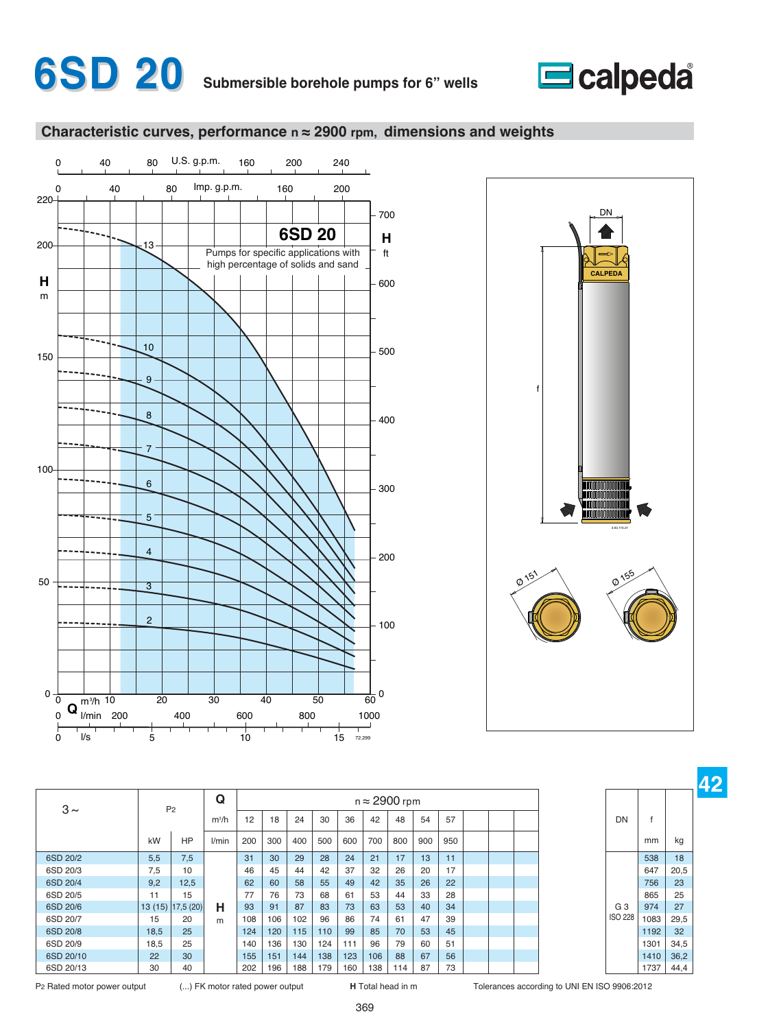# 6SD 20 Submersible borehole pumps for 6" wells

calpeda

## Characteristic curves, performance n ≈ 2900 rpm, dimensions and weights

6SD 20

Pumps for specific applications with high percentage of solids and sand

U.S. g.p.m. 0 40 80 160 200 240

Imp. g.p.m. 0 40 80 160 200

H m 0 50 100 150 200 220

H ft 0 100 200 300 400 500 600 700

13, 10, 9, 8, 7, 6, 5, 4, 3, 2

Q m³/h 0 10 20 30 40 50 60

l/min 0 200 400 600 800 1000

l/s 0 5 10 15

72.299

DN

CALPEDA

f

Ø 151

Ø 155

42

| 3 ~ | P2 | | Q | n ≈ 2900 rpm | | | | | | | | | DN | f | |
|---|---|---|---|---|---|---|---|---|---|---|---|---|---|---|---|
| | | | m³/h | 12 | 18 | 24 | 30 | 36 | 42 | 48 | 54 | 57 | | | |
| | kW | HP | l/min | 200 | 300 | 400 | 500 | 600 | 700 | 800 | 900 | 950 | | mm | kg |
| 6SD 20/2 | 5,5 | 7,5 | H m | 31 | 30 | 29 | 28 | 24 | 21 | 17 | 13 | 11 | G 3 ISO 228 | 538 | 18 |
| 6SD 20/3 | 7,5 | 10 | | 46 | 45 | 44 | 42 | 37 | 32 | 26 | 20 | 17 | | 647 | 20,5 |
| 6SD 20/4 | 9,2 | 12,5 | | 62 | 60 | 58 | 55 | 49 | 42 | 35 | 26 | 22 | | 756 | 23 |
| 6SD 20/5 | 11 | 15 | | 77 | 76 | 73 | 68 | 61 | 53 | 44 | 33 | 28 | | 865 | 25 |
| 6SD 20/6 | 13 (15) | 17,5 (20) | | 93 | 91 | 87 | 83 | 73 | 63 | 53 | 40 | 34 | | 974 | 27 |
| 6SD 20/7 | 15 | 20 | | 108 | 106 | 102 | 96 | 86 | 74 | 61 | 47 | 39 | | 1083 | 29,5 |
| 6SD 20/8 | 18,5 | 25 | | 124 | 120 | 115 | 110 | 99 | 85 | 70 | 53 | 45 | | 1192 | 32 |
| 6SD 20/9 | 18,5 | 25 | | 140 | 136 | 130 | 124 | 111 | 96 | 79 | 60 | 51 | | 1301 | 34,5 |
| 6SD 20/10 | 22 | 30 | | 155 | 151 | 144 | 138 | 123 | 106 | 88 | 67 | 56 | | 1410 | 36,2 |
| 6SD 20/13 | 30 | 40 | | 202 | 196 | 188 | 179 | 160 | 138 | 114 | 87 | 73 | | 1737 | 44,4 |

P2 Rated motor power output (...) FK motor rated power output **H** Total head in m Tolerances according to UNI EN ISO 9906:2012